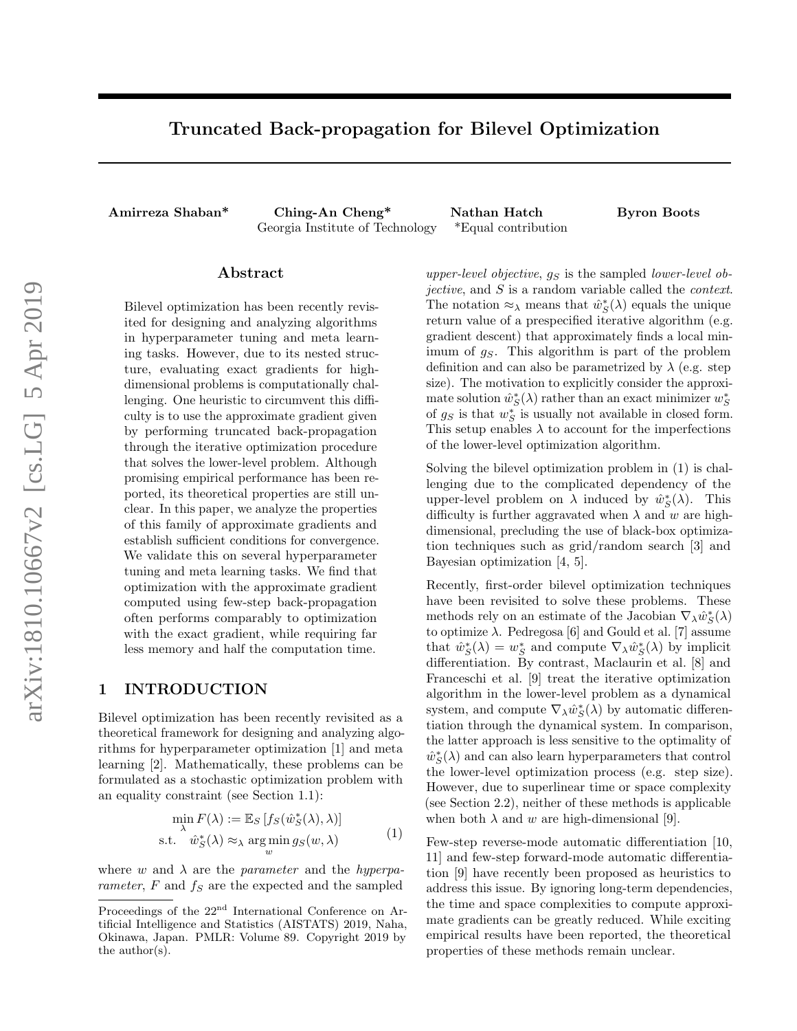# Truncated Back-propagation for Bilevel Optimization

**Amirreza Shaban*** **Ching-An Cheng*** **Nathan Hatch** **Byron Boots**
Georgia Institute of Technology *Equal contribution

## Abstract

Bilevel optimization has been recently revisited for designing and analyzing algorithms in hyperparameter tuning and meta learning tasks. However, due to its nested structure, evaluating exact gradients for high-dimensional problems is computationally challenging. One heuristic to circumvent this difficulty is to use the approximate gradient given by performing truncated back-propagation through the iterative optimization procedure that solves the lower-level problem. Although promising empirical performance has been reported, its theoretical properties are still unclear. In this paper, we analyze the properties of this family of approximate gradients and establish sufficient conditions for convergence. We validate this on several hyperparameter tuning and meta learning tasks. We find that optimization with the approximate gradient computed using few-step back-propagation often performs comparably to optimization with the exact gradient, while requiring far less memory and half the computation time.

## 1 INTRODUCTION

Bilevel optimization has been recently revisited as a theoretical framework for designing and analyzing algorithms for hyperparameter optimization [1] and meta learning [2]. Mathematically, these problems can be formulated as a stochastic optimization problem with an equality constraint (see Section 1.1):

$$
\begin{aligned}
\min_{\lambda} F(\lambda) &:= \mathbb{E}_S \left[ f_S(\hat{w}_S^*(\lambda), \lambda) \right] \\
\text{s.t.} \quad \hat{w}_S^*(\lambda) &\approx_\lambda \arg\min_w g_S(w, \lambda)
\end{aligned}
\tag{1}
$$

where $w$ and $\lambda$ are the *parameter* and the *hyperparameter*, $F$ and $f_S$ are the expected and the sampled *upper-level objective*, $g_S$ is the sampled *lower-level objective*, and $S$ is a random variable called the *context*. The notation $\approx_\lambda$ means that $\hat{w}_S^*(\lambda)$ equals the unique return value of a prespecified iterative algorithm (e.g. gradient descent) that approximately finds a local minimum of $g_S$. This algorithm is part of the problem definition and can also be parametrized by $\lambda$ (e.g. step size). The motivation to explicitly consider the approximate solution $\hat{w}_S^*(\lambda)$ rather than an exact minimizer $w_S^*$ of $g_S$ is that $w_S^*$ is usually not available in closed form. This setup enables $\lambda$ to account for the imperfections of the lower-level optimization algorithm.

Solving the bilevel optimization problem in (1) is challenging due to the complicated dependency of the upper-level problem on $\lambda$ induced by $\hat{w}_S^*(\lambda)$. This difficulty is further aggravated when $\lambda$ and $w$ are high-dimensional, precluding the use of black-box optimization techniques such as grid/random search [3] and Bayesian optimization [4, 5].

Recently, first-order bilevel optimization techniques have been revisited to solve these problems. These methods rely on an estimate of the Jacobian $\nabla_\lambda \hat{w}_S^*(\lambda)$ to optimize $\lambda$. Pedregosa [6] and Gould et al. [7] assume that $\hat{w}_S^*(\lambda) = w_S^*$ and compute $\nabla_\lambda \hat{w}_S^*(\lambda)$ by implicit differentiation. By contrast, Maclaurin et al. [8] and Franceschi et al. [9] treat the iterative optimization algorithm in the lower-level problem as a dynamical system, and compute $\nabla_\lambda \hat{w}_S^*(\lambda)$ by automatic differentiation through the dynamical system. In comparison, the latter approach is less sensitive to the optimality of $\hat{w}_S^*(\lambda)$ and can also learn hyperparameters that control the lower-level optimization process (e.g. step size). However, due to superlinear time or space complexity (see Section 2.2), neither of these methods is applicable when both $\lambda$ and $w$ are high-dimensional [9].

Few-step reverse-mode automatic differentiation [10, 11] and few-step forward-mode automatic differentiation [9] have recently been proposed as heuristics to address this issue. By ignoring long-term dependencies, the time and space complexities to compute approximate gradients can be greatly reduced. While exciting empirical results have been reported, the theoretical properties of these methods remain unclear.

Proceedings of the 22[nd] International Conference on Artificial Intelligence and Statistics (AISTATS) 2019, Naha, Okinawa, Japan. PMLR: Volume 89. Copyright 2019 by the author(s).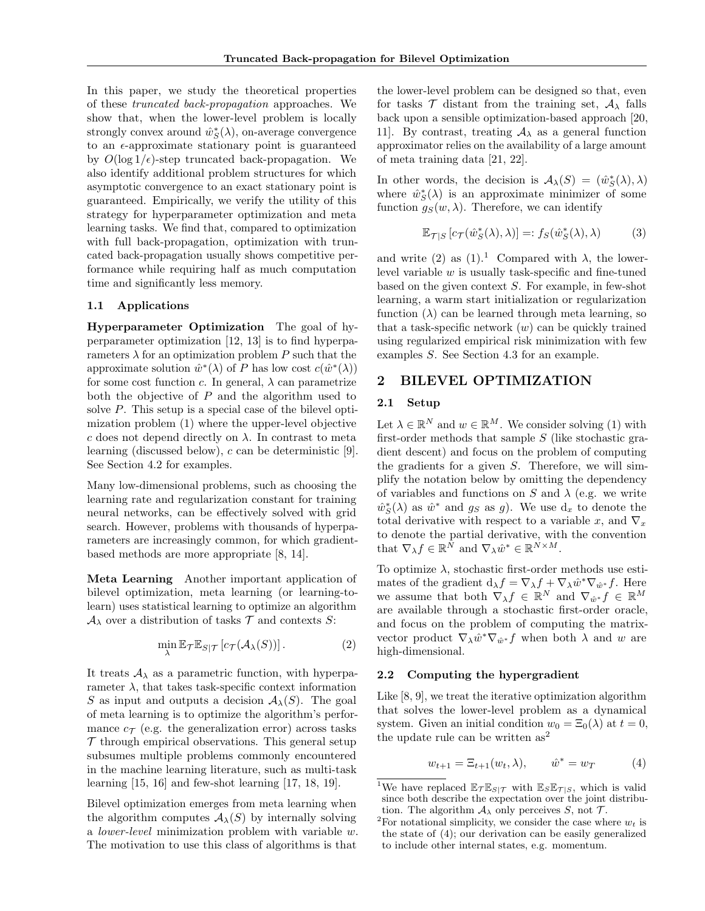In this paper, we study the theoretical properties of these *truncated back-propagation* approaches. We show that, when the lower-level problem is locally strongly convex around $\hat{w}^*_S(\lambda)$, on-average convergence to an $\epsilon$-approximate stationary point is guaranteed by $O(\log 1/\epsilon)$-step truncated back-propagation. We also identify additional problem structures for which asymptotic convergence to an exact stationary point is guaranteed. Empirically, we verify the utility of this strategy for hyperparameter optimization and meta learning tasks. We find that, compared to optimization with full back-propagation, optimization with truncated back-propagation usually shows competitive performance while requiring half as much computation time and significantly less memory.

### 1.1 Applications

**Hyperparameter Optimization** The goal of hyperparameter optimization [12, 13] is to find hyperparameters $\lambda$ for an optimization problem $P$ such that the approximate solution $\hat{w}^*(\lambda)$ of $P$ has low cost $c(\hat{w}^*(\lambda))$ for some cost function $c$. In general, $\lambda$ can parametrize both the objective of $P$ and the algorithm used to solve $P$. This setup is a special case of the bilevel optimization problem (1) where the upper-level objective $c$ does not depend directly on $\lambda$. In contrast to meta learning (discussed below), $c$ can be deterministic [9]. See Section 4.2 for examples.

Many low-dimensional problems, such as choosing the learning rate and regularization constant for training neural networks, can be effectively solved with grid search. However, problems with thousands of hyperparameters are increasingly common, for which gradient-based methods are more appropriate [8, 14].

**Meta Learning** Another important application of bilevel optimization, meta learning (or learning-to-learn) uses statistical learning to optimize an algorithm $\mathcal{A}_\lambda$ over a distribution of tasks $\mathcal{T}$ and contexts $S$:

$$\min_\lambda \mathbb{E}_{\mathcal{T}} \mathbb{E}_{S|\mathcal{T}} \left[ c_{\mathcal{T}}(\mathcal{A}_\lambda(S)) \right]. \tag{2}$$

It treats $\mathcal{A}_\lambda$ as a parametric function, with hyperparameter $\lambda$, that takes task-specific context information $S$ as input and outputs a decision $\mathcal{A}_\lambda(S)$. The goal of meta learning is to optimize the algorithm's performance $c_{\mathcal{T}}$ (e.g. the generalization error) across tasks $\mathcal{T}$ through empirical observations. This general setup subsumes multiple problems commonly encountered in the machine learning literature, such as multi-task learning [15, 16] and few-shot learning [17, 18, 19].

Bilevel optimization emerges from meta learning when the algorithm computes $\mathcal{A}_\lambda(S)$ by internally solving a *lower-level* minimization problem with variable $w$. The motivation to use this class of algorithms is that the lower-level problem can be designed so that, even for tasks $\mathcal{T}$ distant from the training set, $\mathcal{A}_\lambda$ falls back upon a sensible optimization-based approach [20, 11]. By contrast, treating $\mathcal{A}_\lambda$ as a general function approximator relies on the availability of a large amount of meta training data [21, 22].

In other words, the decision is $\mathcal{A}_\lambda(S) = (\hat{w}^*_S(\lambda), \lambda)$ where $\hat{w}^*_S(\lambda)$ is an approximate minimizer of some function $g_S(w, \lambda)$. Therefore, we can identify

$$\mathbb{E}_{\mathcal{T}|S} \left[ c_{\mathcal{T}}(\hat{w}^*_S(\lambda), \lambda) \right] =: f_S(\hat{w}^*_S(\lambda), \lambda) \tag{3}$$

and write (2) as (1).[1] Compared with $\lambda$, the lower-level variable $w$ is usually task-specific and fine-tuned based on the given context $S$. For example, in few-shot learning, a warm start initialization or regularization function ($\lambda$) can be learned through meta learning, so that a task-specific network ($w$) can be quickly trained using regularized empirical risk minimization with few examples $S$. See Section 4.3 for an example.

## 2 BILEVEL OPTIMIZATION

### 2.1 Setup

Let $\lambda \in \mathbb{R}^N$ and $w \in \mathbb{R}^M$. We consider solving (1) with first-order methods that sample $S$ (like stochastic gradient descent) and focus on the problem of computing the gradients for a given $S$. Therefore, we will simplify the notation below by omitting the dependency of variables and functions on $S$ and $\lambda$ (e.g. we write $\hat{w}^*_S(\lambda)$ as $\hat{w}^*$ and $g_S$ as $g$). We use $\mathrm{d}_x$ to denote the total derivative with respect to a variable $x$, and $\nabla_x$ to denote the partial derivative, with the convention that $\nabla_\lambda f \in \mathbb{R}^N$ and $\nabla_\lambda \hat{w}^* \in \mathbb{R}^{N \times M}$.

To optimize $\lambda$, stochastic first-order methods use estimates of the gradient $\mathrm{d}_\lambda f = \nabla_\lambda f + \nabla_\lambda \hat{w}^* \nabla_{\hat{w}^*} f$. Here we assume that both $\nabla_\lambda f \in \mathbb{R}^N$ and $\nabla_{\hat{w}^*} f \in \mathbb{R}^M$ are available through a stochastic first-order oracle, and focus on the problem of computing the matrix-vector product $\nabla_\lambda \hat{w}^* \nabla_{\hat{w}^*} f$ when both $\lambda$ and $w$ are high-dimensional.

### 2.2 Computing the hypergradient

Like [8, 9], we treat the iterative optimization algorithm that solves the lower-level problem as a dynamical system. Given an initial condition $w_0 = \Xi_0(\lambda)$ at $t = 0$, the update rule can be written as[2]

$$w_{t+1} = \Xi_{t+1}(w_t, \lambda), \qquad \hat{w}^* = w_T \tag{4}$$

[1] We have replaced $\mathbb{E}_{\mathcal{T}} \mathbb{E}_{S|\mathcal{T}}$ with $\mathbb{E}_S \mathbb{E}_{\mathcal{T}|S}$, which is valid since both describe the expectation over the joint distribution. The algorithm $\mathcal{A}_\lambda$ only perceives $S$, not $\mathcal{T}$.

[2] For notational simplicity, we consider the case where $w_t$ is the state of (4); our derivation can be easily generalized to include other internal states, e.g. momentum.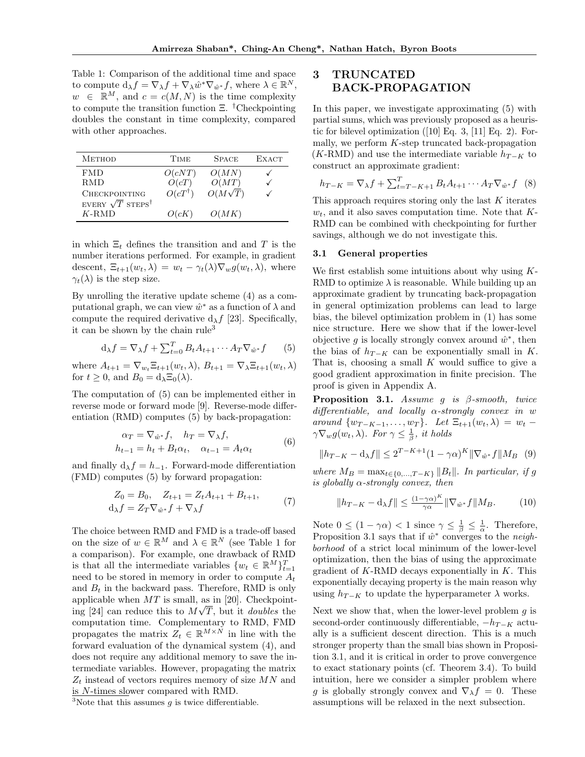Table 1: Comparison of the additional time and space to compute $d_\lambda f = \nabla_\lambda f + \nabla_\lambda \hat{w}^* \nabla_{\hat{w}^*} f$, where $\lambda \in \mathbb{R}^N$, $w \in \mathbb{R}^M$, and $c = c(M,N)$ is the time complexity to compute the transition function $\Xi$. †Checkpointing doubles the constant in time complexity, compared with other approaches.

| Method | Time | Space | Exact |
|---|---|---|---|
| FMD | $O(cNT)$ | $O(MN)$ | ✓ |
| RMD | $O(cT)$ | $O(MT)$ | ✓ |
| Checkpointing every $\sqrt{T}$ steps† | $O(cT^\dagger)$ | $O(M\sqrt{T})$ | ✓ |
| $K$-RMD | $O(cK)$ | $O(MK)$ | |

in which $\Xi_t$ defines the transition and and $T$ is the number iterations performed. For example, in gradient descent, $\Xi_{t+1}(w_t, \lambda) = w_t - \gamma_t(\lambda)\nabla_w g(w_t, \lambda)$, where $\gamma_t(\lambda)$ is the step size.

By unrolling the iterative update scheme (4) as a computational graph, we can view $\hat{w}^*$ as a function of $\lambda$ and compute the required derivative $d_\lambda f$ [23]. Specifically, it can be shown by the chain rule[3]

$$d_\lambda f = \nabla_\lambda f + \textstyle\sum_{t=0}^{T} B_t A_{t+1} \cdots A_T \nabla_{\hat{w}^*} f \qquad (5)$$

where $A_{t+1} = \nabla_{w_t} \Xi_{t+1}(w_t, \lambda)$, $B_{t+1} = \nabla_\lambda \Xi_{t+1}(w_t, \lambda)$ for $t \geq 0$, and $B_0 = d_\lambda \Xi_0(\lambda)$.

The computation of (5) can be implemented either in reverse mode or forward mode [9]. Reverse-mode differentiation (RMD) computes (5) by back-propagation:

$$\begin{aligned} \alpha_T &= \nabla_{\hat{w}^*} f, \quad h_T = \nabla_\lambda f, \\ h_{t-1} &= h_t + B_t \alpha_t, \quad \alpha_{t-1} = A_t \alpha_t \end{aligned} \qquad (6)$$

and finally $d_\lambda f = h_{-1}$. Forward-mode differentiation (FMD) computes (5) by forward propagation:

$$\begin{aligned} Z_0 &= B_0, \quad Z_{t+1} = Z_t A_{t+1} + B_{t+1}, \\ d_\lambda f &= Z_T \nabla_{\hat{w}^*} f + \nabla_\lambda f \end{aligned} \qquad (7)$$

The choice between RMD and FMD is a trade-off based on the size of $w \in \mathbb{R}^M$ and $\lambda \in \mathbb{R}^N$ (see Table 1 for a comparison). For example, one drawback of RMD is that all the intermediate variables $\{w_t \in \mathbb{R}^M\}_{t=1}^T$ need to be stored in memory in order to compute $A_t$ and $B_t$ in the backward pass. Therefore, RMD is only applicable when $MT$ is small, as in [20]. Checkpointing [24] can reduce this to $M\sqrt{T}$, but it *doubles* the computation time. Complementary to RMD, FMD propagates the matrix $Z_t \in \mathbb{R}^{M \times N}$ in line with the forward evaluation of the dynamical system (4), and does not require any additional memory to save the intermediate variables. However, propagating the matrix $Z_t$ instead of vectors requires memory of size $MN$ and is $N$-times slower compared with RMD.

[3]Note that this assumes $g$ is twice differentiable.

# 3 TRUNCATED BACK-PROPAGATION

In this paper, we investigate approximating (5) with partial sums, which was previously proposed as a heuristic for bilevel optimization ([10] Eq. 3, [11] Eq. 2). Formally, we perform $K$-step truncated back-propagation ($K$-RMD) and use the intermediate variable $h_{T-K}$ to construct an approximate gradient:

$$h_{T-K} = \nabla_\lambda f + \textstyle\sum_{t=T-K+1}^{T} B_t A_{t+1} \cdots A_T \nabla_{\hat{w}^*} f \quad (8)$$

This approach requires storing only the last $K$ iterates $w_t$, and it also saves computation time. Note that $K$-RMD can be combined with checkpointing for further savings, although we do not investigate this.

## 3.1 General properties

We first establish some intuitions about why using $K$-RMD to optimize $\lambda$ is reasonable. While building up an approximate gradient by truncating back-propagation in general optimization problems can lead to large bias, the bilevel optimization problem in (1) has some nice structure. Here we show that if the lower-level objective $g$ is locally strongly convex around $\hat{w}^*$, then the bias of $h_{T-K}$ can be exponentially small in $K$. That is, choosing a small $K$ would suffice to give a good gradient approximation in finite precision. The proof is given in Appendix A.

**Proposition 3.1.** *Assume $g$ is $\beta$-smooth, twice differentiable, and locally $\alpha$-strongly convex in $w$ around $\{w_{T-K-1}, \ldots, w_T\}$. Let $\Xi_{t+1}(w_t, \lambda) = w_t - \gamma \nabla_w g(w_t, \lambda)$. For $\gamma \leq \frac{1}{\beta}$, it holds*

$$\|h_{T-K} - d_\lambda f\| \leq 2^{T-K+1}(1-\gamma\alpha)^K \|\nabla_{\hat{w}^*} f\| M_B \quad (9)$$

*where $M_B = \max_{t \in \{0,\ldots,T-K\}} \|B_t\|$. In particular, if $g$ is globally $\alpha$-strongly convex, then*

$$\|h_{T-K} - d_\lambda f\| \leq \tfrac{(1-\gamma\alpha)^K}{\gamma\alpha} \|\nabla_{\hat{w}^*} f\| M_B. \qquad (10)$$

Note $0 \leq (1-\gamma\alpha) < 1$ since $\gamma \leq \frac{1}{\beta} \leq \frac{1}{\alpha}$. Therefore, Proposition 3.1 says that if $\hat{w}^*$ converges to the *neighborhood* of a strict local minimum of the lower-level optimization, then the bias of using the approximate gradient of $K$-RMD decays exponentially in $K$. This exponentially decaying property is the main reason why using $h_{T-K}$ to update the hyperparameter $\lambda$ works.

Next we show that, when the lower-level problem $g$ is second-order continuously differentiable, $-h_{T-K}$ actually is a sufficient descent direction. This is a much stronger property than the small bias shown in Proposition 3.1, and it is critical in order to prove convergence to exact stationary points (cf. Theorem 3.4). To build intuition, here we consider a simpler problem where $g$ is globally strongly convex and $\nabla_\lambda f = 0$. These assumptions will be relaxed in the next subsection.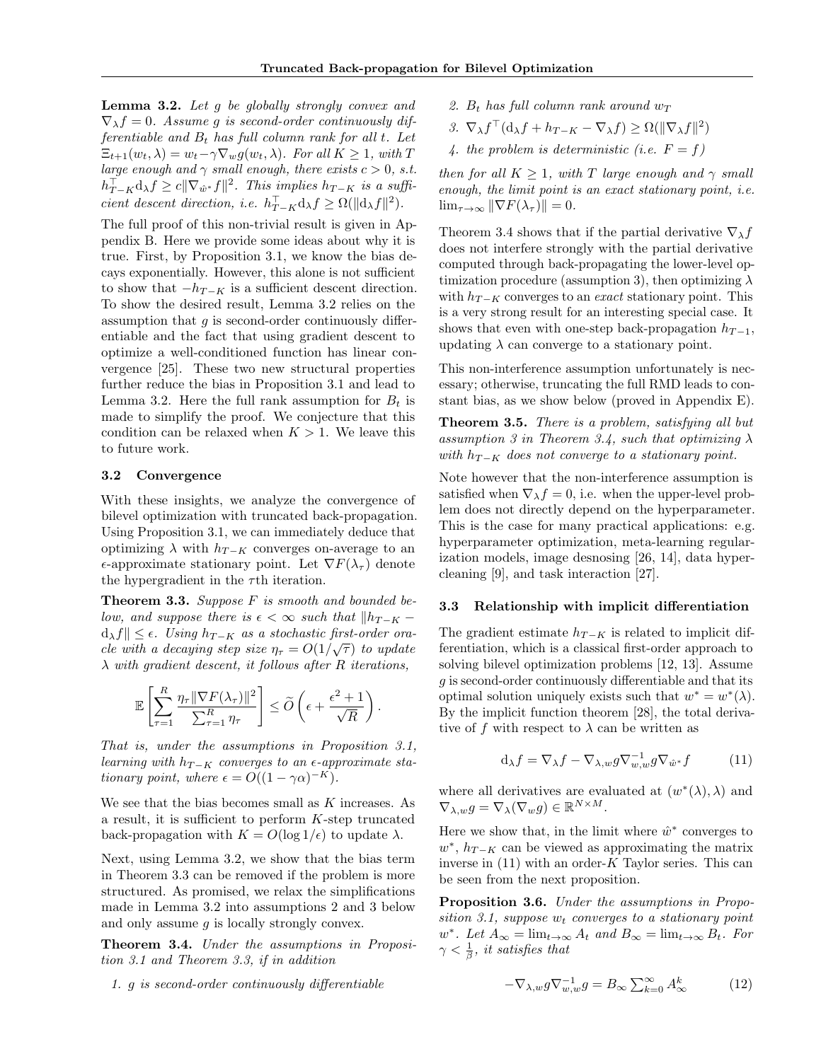**Lemma 3.2.** *Let $g$ be globally strongly convex and $\nabla_\lambda f = 0$. Assume $g$ is second-order continuously differentiable and $B_t$ has full column rank for all $t$. Let $\Xi_{t+1}(w_t, \lambda) = w_t - \gamma \nabla_w g(w_t, \lambda)$. For all $K \geq 1$, with $T$ large enough and $\gamma$ small enough, there exists $c > 0$, s.t. $h_{T-K}^\top \mathrm{d}_\lambda f \geq c \|\nabla_{\hat{w}^*} f\|^2$. This implies $h_{T-K}$ is a sufficient descent direction, i.e. $h_{T-K}^\top \mathrm{d}_\lambda f \geq \Omega(\|\mathrm{d}_\lambda f\|^2)$.*

The full proof of this non-trivial result is given in Appendix B. Here we provide some ideas about why it is true. First, by Proposition 3.1, we know the bias decays exponentially. However, this alone is not sufficient to show that $-h_{T-K}$ is a sufficient descent direction. To show the desired result, Lemma 3.2 relies on the assumption that $g$ is second-order continuously differentiable and the fact that using gradient descent to optimize a well-conditioned function has linear convergence [25]. These two new structural properties further reduce the bias in Proposition 3.1 and lead to Lemma 3.2. Here the full rank assumption for $B_t$ is made to simplify the proof. We conjecture that this condition can be relaxed when $K > 1$. We leave this to future work.

### 3.2 Convergence

With these insights, we analyze the convergence of bilevel optimization with truncated back-propagation. Using Proposition 3.1, we can immediately deduce that optimizing $\lambda$ with $h_{T-K}$ converges on-average to an $\epsilon$-approximate stationary point. Let $\nabla F(\lambda_\tau)$ denote the hypergradient in the $\tau$th iteration.

**Theorem 3.3.** *Suppose $F$ is smooth and bounded below, and suppose there is $\epsilon < \infty$ such that $\|h_{T-K} - \mathrm{d}_\lambda f\| \leq \epsilon$. Using $h_{T-K}$ as a stochastic first-order oracle with a decaying step size $\eta_\tau = O(1/\sqrt{\tau})$ to update $\lambda$ with gradient descent, it follows after $R$ iterations,*

$$\mathbb{E}\left[\sum_{\tau=1}^{R} \frac{\eta_\tau \|\nabla F(\lambda_\tau)\|^2}{\sum_{\tau=1}^{R} \eta_\tau}\right] \leq \widetilde{O}\left(\epsilon + \frac{\epsilon^2 + 1}{\sqrt{R}}\right).$$

*That is, under the assumptions in Proposition 3.1, learning with $h_{T-K}$ converges to an $\epsilon$-approximate stationary point, where $\epsilon = O((1-\gamma\alpha)^{-K})$.*

We see that the bias becomes small as $K$ increases. As a result, it is sufficient to perform $K$-step truncated back-propagation with $K = O(\log 1/\epsilon)$ to update $\lambda$.

Next, using Lemma 3.2, we show that the bias term in Theorem 3.3 can be removed if the problem is more structured. As promised, we relax the simplifications made in Lemma 3.2 into assumptions 2 and 3 below and only assume $g$ is locally strongly convex.

**Theorem 3.4.** *Under the assumptions in Proposition 3.1 and Theorem 3.3, if in addition*

1. *$g$ is second-order continuously differentiable*
2. *$B_t$ has full column rank around $w_T$*
3. *$\nabla_\lambda f^\top (\mathrm{d}_\lambda f + h_{T-K} - \nabla_\lambda f) \geq \Omega(\|\nabla_\lambda f\|^2)$*
4. *the problem is deterministic (i.e. $F = f$)*

*then for all $K \geq 1$, with $T$ large enough and $\gamma$ small enough, the limit point is an exact stationary point, i.e. $\lim_{\tau\to\infty} \|\nabla F(\lambda_\tau)\| = 0$.*

Theorem 3.4 shows that if the partial derivative $\nabla_\lambda f$ does not interfere strongly with the partial derivative computed through back-propagating the lower-level optimization procedure (assumption 3), then optimizing $\lambda$ with $h_{T-K}$ converges to an *exact* stationary point. This is a very strong result for an interesting special case. It shows that even with one-step back-propagation $h_{T-1}$, updating $\lambda$ can converge to a stationary point.

This non-interference assumption unfortunately is necessary; otherwise, truncating the full RMD leads to constant bias, as we show below (proved in Appendix E).

**Theorem 3.5.** *There is a problem, satisfying all but assumption 3 in Theorem 3.4, such that optimizing $\lambda$ with $h_{T-K}$ does not converge to a stationary point.*

Note however that the non-interference assumption is satisfied when $\nabla_\lambda f = 0$, i.e. when the upper-level problem does not directly depend on the hyperparameter. This is the case for many practical applications: e.g. hyperparameter optimization, meta-learning regularization models, image desnosing [26, 14], data hypercleaning [9], and task interaction [27].

### 3.3 Relationship with implicit differentiation

The gradient estimate $h_{T-K}$ is related to implicit differentiation, which is a classical first-order approach to solving bilevel optimization problems [12, 13]. Assume $g$ is second-order continuously differentiable and that its optimal solution uniquely exists such that $w^* = w^*(\lambda)$. By the implicit function theorem [28], the total derivative of $f$ with respect to $\lambda$ can be written as

$$\mathrm{d}_\lambda f = \nabla_\lambda f - \nabla_{\lambda,w} g \nabla_{w,w}^{-1} g \nabla_{\hat{w}^*} f \tag{11}$$

where all derivatives are evaluated at $(w^*(\lambda), \lambda)$ and $\nabla_{\lambda,w} g = \nabla_\lambda(\nabla_w g) \in \mathbb{R}^{N \times M}$.

Here we show that, in the limit where $\hat{w}^*$ converges to $w^*$, $h_{T-K}$ can be viewed as approximating the matrix inverse in (11) with an order-$K$ Taylor series. This can be seen from the next proposition.

**Proposition 3.6.** *Under the assumptions in Proposition 3.1, suppose $w_t$ converges to a stationary point $w^*$. Let $A_\infty = \lim_{t\to\infty} A_t$ and $B_\infty = \lim_{t\to\infty} B_t$. For $\gamma < \frac{1}{\beta}$, it satisfies that*

$$-\nabla_{\lambda,w} g \nabla_{w,w}^{-1} g = B_\infty \sum_{k=0}^{\infty} A_\infty^k \tag{12}$$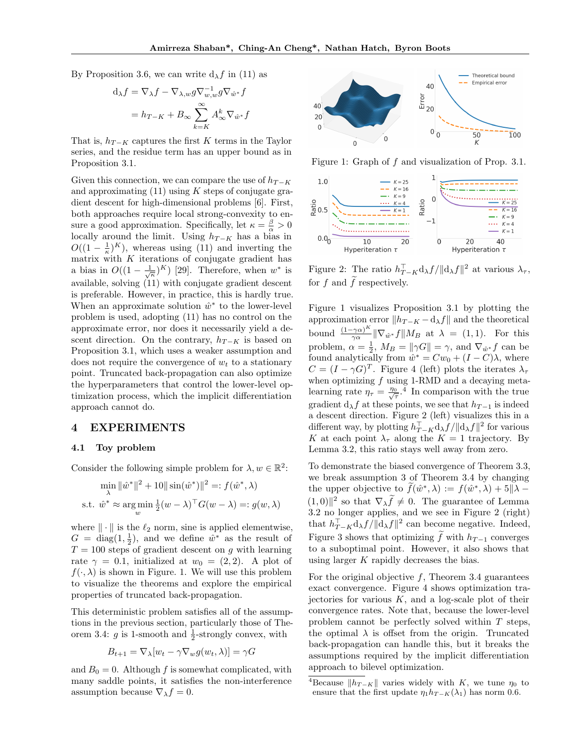By Proposition 3.6, we can write $\mathrm{d}_\lambda f$ in (11) as

$$
\begin{aligned}
\mathrm{d}_\lambda f &= \nabla_\lambda f - \nabla_{\lambda,w} g \nabla_{w,w}^{-1} g \nabla_{\hat{w}^*} f \\
&= h_{T-K} + B_\infty \sum_{k=K}^{\infty} A_\infty^k \nabla_{\hat{w}^*} f
\end{aligned}
$$

That is, $h_{T-K}$ captures the first $K$ terms in the Taylor series, and the residue term has an upper bound as in Proposition 3.1.

Given this connection, we can compare the use of $h_{T-K}$ and approximating (11) using $K$ steps of conjugate gradient descent for high-dimensional problems [6]. First, both approaches require local strong-convexity to ensure a good approximation. Specifically, let $\kappa = \frac{\beta}{\alpha} > 0$ locally around the limit. Using $h_{T-K}$ has a bias in $O((1-\frac{1}{\kappa})^K)$, whereas using (11) and inverting the matrix with $K$ iterations of conjugate gradient has a bias in $O((1-\frac{1}{\sqrt{\kappa}})^K)$ [29]. Therefore, when $w^*$ is available, solving (11) with conjugate gradient descent is preferable. However, in practice, this is hardly true. When an approximate solution $\hat{w}^*$ to the lower-level problem is used, adopting (11) has no control on the approximate error, nor does it necessarily yield a descent direction. On the contrary, $h_{T-K}$ is based on Proposition 3.1, which uses a weaker assumption and does not require the convergence of $w_t$ to a stationary point. Truncated back-propagation can also optimize the hyperparameters that control the lower-level optimization process, which the implicit differentiation approach cannot do.

# 4 EXPERIMENTS

## 4.1 Toy problem

Consider the following simple problem for $\lambda, w \in \mathbb{R}^2$:

$$
\begin{aligned}
&\min_\lambda \|\hat{w}^*\|^2 + 10\|\sin(\hat{w}^*)\|^2 =: f(\hat{w}^*, \lambda) \\
&\text{s.t. } \hat{w}^* \approx \arg\min_w \tfrac{1}{2}(w-\lambda)^\top G(w-\lambda) =: g(w,\lambda)
\end{aligned}
$$

where $\|\cdot\|$ is the $\ell_2$ norm, sine is applied elementwise, $G = \mathrm{diag}(1, \frac{1}{2})$, and we define $\hat{w}^*$ as the result of $T = 100$ steps of gradient descent on $g$ with learning rate $\gamma = 0.1$, initialized at $w_0 = (2, 2)$. A plot of $f(\cdot, \lambda)$ is shown in Figure. 1. We will use this problem to visualize the theorems and explore the empirical properties of truncated back-propagation.

This deterministic problem satisfies all of the assumptions in the previous section, particularly those of Theorem 3.4: $g$ is 1-smooth and $\frac{1}{2}$-strongly convex, with

$$
B_{t+1} = \nabla_\lambda [w_t - \gamma \nabla_w g(w_t, \lambda)] = \gamma G
$$

and $B_0 = 0$. Although $f$ is somewhat complicated, with many saddle points, it satisfies the non-interference assumption because $\nabla_\lambda f = 0$.

Figure 1: Graph of $f$ and visualization of Prop. 3.1.

Figure 2: The ratio $h_{T-K}^\top \mathrm{d}_\lambda f / \|\mathrm{d}_\lambda f\|^2$ at various $\lambda_\tau$, for $f$ and $\widetilde{f}$ respectively.

Figure 1 visualizes Proposition 3.1 by plotting the approximation error $\|h_{T-K} - \mathrm{d}_\lambda f\|$ and the theoretical bound $\frac{(1-\gamma\alpha)^K}{\gamma\alpha}\|\nabla_{\hat{w}^*} f\| M_B$ at $\lambda = (1,1)$. For this problem, $\alpha = \frac{1}{2}$, $M_B = \|\gamma G\| = \gamma$, and $\nabla_{\hat{w}^*} f$ can be found analytically from $\hat{w}^* = C w_0 + (I - C)\lambda$, where $C = (I - \gamma G)^T$. Figure 4 (left) plots the iterates $\lambda_\tau$ when optimizing $f$ using 1-RMD and a decaying meta-learning rate $\eta_\tau = \frac{\eta_0}{\sqrt{\tau}}$.[4] In comparison with the true gradient $\mathrm{d}_\lambda f$ at these points, we see that $h_{T-1}$ is indeed a descent direction. Figure 2 (left) visualizes this in a different way, by plotting $h_{T-K}^\top \mathrm{d}_\lambda f / \|\mathrm{d}_\lambda f\|^2$ for various $K$ at each point $\lambda_\tau$ along the $K = 1$ trajectory. By Lemma 3.2, this ratio stays well away from zero.

To demonstrate the biased convergence of Theorem 3.3, we break assumption 3 of Theorem 3.4 by changing the upper objective to $\widetilde{f}(\hat{w}^*, \lambda) := f(\hat{w}^*, \lambda) + 5\|\lambda - (1,0)\|^2$ so that $\nabla_\lambda \widetilde{f} \neq 0$. The guarantee of Lemma 3.2 no longer applies, and we see in Figure 2 (right) that $h_{T-K}^\top \mathrm{d}_\lambda f / \|\mathrm{d}_\lambda f\|^2$ can become negative. Indeed, Figure 3 shows that optimizing $\widetilde{f}$ with $h_{T-1}$ converges to a suboptimal point. However, it also shows that using larger $K$ rapidly decreases the bias.

For the original objective $f$, Theorem 3.4 guarantees exact convergence. Figure 4 shows optimization trajectories for various $K$, and a log-scale plot of their convergence rates. Note that, because the lower-level problem cannot be perfectly solved within $T$ steps, the optimal $\lambda$ is offset from the origin. Truncated back-propagation can handle this, but it breaks the assumptions required by the implicit differentiation approach to bilevel optimization.

[4] Because $\|h_{T-K}\|$ varies widely with $K$, we tune $\eta_0$ to ensure that the first update $\eta_1 h_{T-K}(\lambda_1)$ has norm 0.6.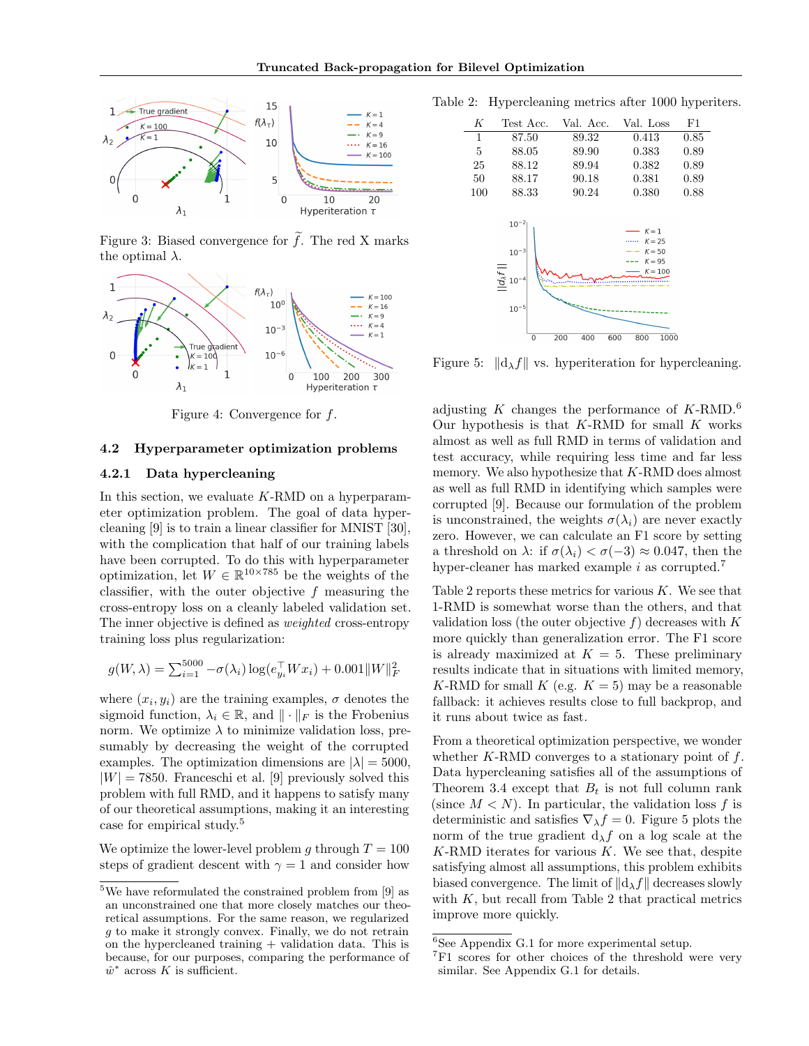Figure 3: Biased convergence for $\widetilde{f}$. The red X marks the optimal $\lambda$.

Figure 4: Convergence for $f$.

### 4.2 Hyperparameter optimization problems

#### 4.2.1 Data hypercleaning

In this section, we evaluate $K$-RMD on a hyperparameter optimization problem. The goal of data hypercleaning [9] is to train a linear classifier for MNIST [30], with the complication that half of our training labels have been corrupted. To do this with hyperparameter optimization, let $W \in \mathbb{R}^{10\times 785}$ be the weights of the classifier, with the outer objective $f$ measuring the cross-entropy loss on a cleanly labeled validation set. The inner objective is defined as *weighted* cross-entropy training loss plus regularization:

$$g(W, \lambda) = \sum_{i=1}^{5000} -\sigma(\lambda_i)\log(e_{y_i}^\top W x_i) + 0.001\|W\|_F^2$$

where $(x_i, y_i)$ are the training examples, $\sigma$ denotes the sigmoid function, $\lambda_i \in \mathbb{R}$, and $\|\cdot\|_F$ is the Frobenius norm. We optimize $\lambda$ to minimize validation loss, presumably by decreasing the weight of the corrupted examples. The optimization dimensions are $|\lambda| = 5000$, $|W| = 7850$. Franceschi et al. [9] previously solved this problem with full RMD, and it happens to satisfy many of our theoretical assumptions, making it an interesting case for empirical study.[5]

We optimize the lower-level problem $g$ through $T = 100$ steps of gradient descent with $\gamma = 1$ and consider how adjusting $K$ changes the performance of $K$-RMD.[6] Our hypothesis is that $K$-RMD for small $K$ works almost as well as full RMD in terms of validation and test accuracy, while requiring less time and far less memory. We also hypothesize that $K$-RMD does almost as well as full RMD in identifying which samples were corrupted [9]. Because our formulation of the problem is unconstrained, the weights $\sigma(\lambda_i)$ are never exactly zero. However, we can calculate an F1 score by setting a threshold on $\lambda$: if $\sigma(\lambda_i) < \sigma(-3) \approx 0.047$, then the hyper-cleaner has marked example $i$ as corrupted.[7]

Table 2: Hypercleaning metrics after 1000 hyperiters.

| $K$ | Test Acc. | Val. Acc. | Val. Loss | F1 |
|---|---|---|---|---|
| 1 | 87.50 | 89.32 | 0.413 | 0.85 |
| 5 | 88.05 | 89.90 | 0.383 | 0.89 |
| 25 | 88.12 | 89.94 | 0.382 | 0.89 |
| 50 | 88.17 | 90.18 | 0.381 | 0.89 |
| 100 | 88.33 | 90.24 | 0.380 | 0.88 |

Figure 5: $\|\mathrm{d}_\lambda f\|$ vs. hyperiteration for hypercleaning.

Table 2 reports these metrics for various $K$. We see that 1-RMD is somewhat worse than the others, and that validation loss (the outer objective $f$) decreases with $K$ more quickly than generalization error. The F1 score is already maximized at $K = 5$. These preliminary results indicate that in situations with limited memory, $K$-RMD for small $K$ (e.g. $K = 5$) may be a reasonable fallback: it achieves results close to full backprop, and it runs about twice as fast.

From a theoretical optimization perspective, we wonder whether $K$-RMD converges to a stationary point of $f$. Data hypercleaning satisfies all of the assumptions of Theorem 3.4 except that $B_t$ is not full column rank (since $M < N$). In particular, the validation loss $f$ is deterministic and satisfies $\nabla_\lambda f = 0$. Figure 5 plots the norm of the true gradient $\mathrm{d}_\lambda f$ on a log scale at the $K$-RMD iterates for various $K$. We see that, despite satisfying almost all assumptions, this problem exhibits biased convergence. The limit of $\|\mathrm{d}_\lambda f\|$ decreases slowly with $K$, but recall from Table 2 that practical metrics improve more quickly.

[5] We have reformulated the constrained problem from [9] as an unconstrained one that more closely matches our theoretical assumptions. For the same reason, we regularized $g$ to make it strongly convex. Finally, we do not retrain on the hypercleaned training + validation data. This is because, for our purposes, comparing the performance of $\hat{w}^*$ across $K$ is sufficient.

[6] See Appendix G.1 for more experimental setup.

[7] F1 scores for other choices of the threshold were very similar. See Appendix G.1 for details.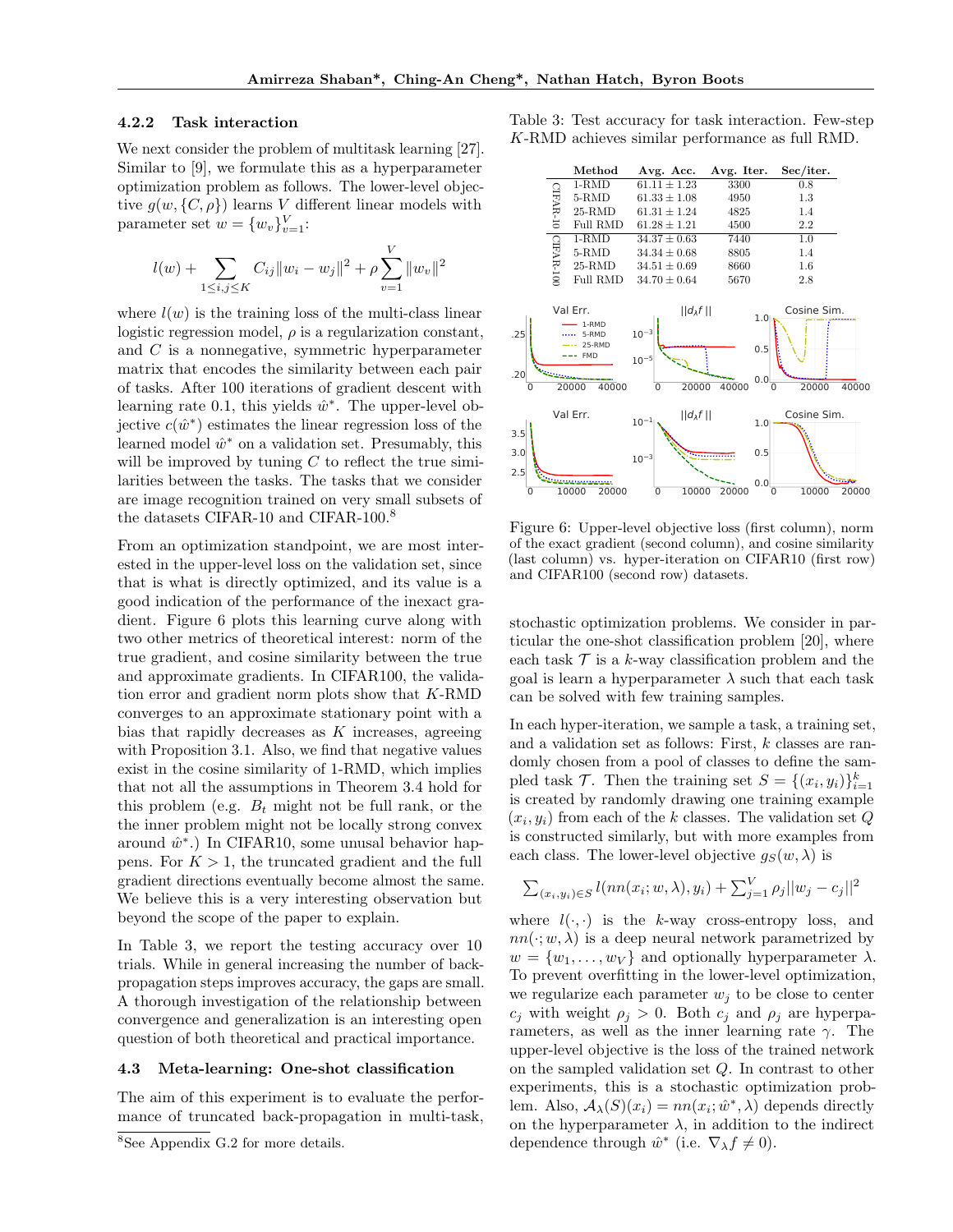#### 4.2.2 Task interaction

We next consider the problem of multitask learning [27]. Similar to [9], we formulate this as a hyperparameter optimization problem as follows. The lower-level objective $g(w, \{C, \rho\})$ learns $V$ different linear models with parameter set $w = \{w_v\}_{v=1}^V$:

$$l(w) + \sum_{1 \le i,j \le K} C_{ij} \|w_i - w_j\|^2 + \rho \sum_{v=1}^{V} \|w_v\|^2$$

where $l(w)$ is the training loss of the multi-class linear logistic regression model, $\rho$ is a regularization constant, and $C$ is a nonnegative, symmetric hyperparameter matrix that encodes the similarity between each pair of tasks. After 100 iterations of gradient descent with learning rate 0.1, this yields $\hat{w}^*$. The upper-level objective $c(\hat{w}^*)$ estimates the linear regression loss of the learned model $\hat{w}^*$ on a validation set. Presumably, this will be improved by tuning $C$ to reflect the true similarities between the tasks. The tasks that we consider are image recognition trained on very small subsets of the datasets CIFAR-10 and CIFAR-100.[8]

From an optimization standpoint, we are most interested in the upper-level loss on the validation set, since that is what is directly optimized, and its value is a good indication of the performance of the inexact gradient. Figure 6 plots this learning curve along with two other metrics of theoretical interest: norm of the true gradient, and cosine similarity between the true and approximate gradients. In CIFAR100, the validation error and gradient norm plots show that $K$-RMD converges to an approximate stationary point with a bias that rapidly decreases as $K$ increases, agreeing with Proposition 3.1. Also, we find that negative values exist in the cosine similarity of 1-RMD, which implies that not all the assumptions in Theorem 3.4 hold for this problem (e.g. $B_t$ might not be full rank, or the the inner problem might not be locally strong convex around $\hat{w}^*$.) In CIFAR10, some unusal behavior happens. For $K > 1$, the truncated gradient and the full gradient directions eventually become almost the same. We believe this is a very interesting observation but beyond the scope of the paper to explain.

In Table 3, we report the testing accuracy over 10 trials. While in general increasing the number of backpropagation steps improves accuracy, the gaps are small. A thorough investigation of the relationship between convergence and generalization is an interesting open question of both theoretical and practical importance.

Table 3: Test accuracy for task interaction. Few-step $K$-RMD achieves similar performance as full RMD.

| | Method | Avg. Acc. | Avg. Iter. | Sec/iter. |
|---|---|---|---|---|
| CIFAR-10 | 1-RMD | $61.11 \pm 1.23$ | 3300 | 0.8 |
| | 5-RMD | $61.33 \pm 1.08$ | 4950 | 1.3 |
| | 25-RMD | $61.31 \pm 1.24$ | 4825 | 1.4 |
| | Full RMD | $61.28 \pm 1.21$ | 4500 | 2.2 |
| CIFAR-100 | 1-RMD | $34.37 \pm 0.63$ | 7440 | 1.0 |
| | 5-RMD | $34.34 \pm 0.68$ | 8805 | 1.4 |
| | 25-RMD | $34.51 \pm 0.69$ | 8660 | 1.6 |
| | Full RMD | $34.70 \pm 0.64$ | 5670 | 2.8 |

Figure 6: Upper-level objective loss (first column), norm of the exact gradient (second column), and cosine similarity (last column) vs. hyper-iteration on CIFAR10 (first row) and CIFAR100 (second row) datasets.

### 4.3 Meta-learning: One-shot classification

The aim of this experiment is to evaluate the performance of truncated back-propagation in multi-task, stochastic optimization problems. We consider in particular the one-shot classification problem [20], where each task $\mathcal{T}$ is a $k$-way classification problem and the goal is learn a hyperparameter $\lambda$ such that each task can be solved with few training samples.

In each hyper-iteration, we sample a task, a training set, and a validation set as follows: First, $k$ classes are randomly chosen from a pool of classes to define the sampled task $\mathcal{T}$. Then the training set $S = \{(x_i, y_i)\}_{i=1}^k$ is created by randomly drawing one training example $(x_i, y_i)$ from each of the $k$ classes. The validation set $Q$ is constructed similarly, but with more examples from each class. The lower-level objective $g_S(w, \lambda)$ is

$$\sum_{(x_i,y_i)\in S} l(nn(x_i; w, \lambda), y_i) + \sum_{j=1}^{V} \rho_j ||w_j - c_j||^2$$

where $l(\cdot, \cdot)$ is the $k$-way cross-entropy loss, and $nn(\cdot; w, \lambda)$ is a deep neural network parametrized by $w = \{w_1, \ldots, w_V\}$ and optionally hyperparameter $\lambda$. To prevent overfitting in the lower-level optimization, we regularize each parameter $w_j$ to be close to center $c_j$ with weight $\rho_j > 0$. Both $c_j$ and $\rho_j$ are hyperparameters, as well as the inner learning rate $\gamma$. The upper-level objective is the loss of the trained network on the sampled validation set $Q$. In contrast to other experiments, this is a stochastic optimization problem. Also, $\mathcal{A}_\lambda(S)(x_i) = nn(x_i; \hat{w}^*, \lambda)$ depends directly on the hyperparameter $\lambda$, in addition to the indirect dependence through $\hat{w}^*$ (i.e. $\nabla_\lambda f \neq 0$).

[8] See Appendix G.2 for more details.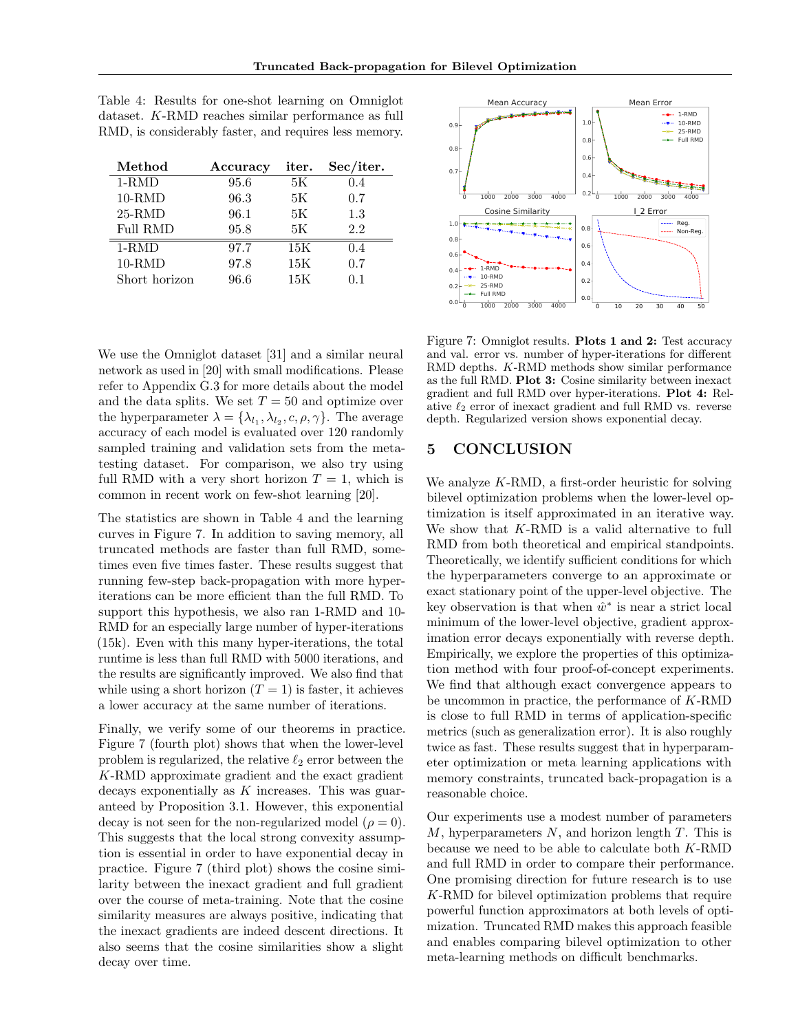Table 4: Results for one-shot learning on Omniglot dataset. $K$-RMD reaches similar performance as full RMD, is considerably faster, and requires less memory.

| Method | Accuracy | iter. | Sec/iter. |
|---|---|---|---|
| 1-RMD | 95.6 | 5K | 0.4 |
| 10-RMD | 96.3 | 5K | 0.7 |
| 25-RMD | 96.1 | 5K | 1.3 |
| Full RMD | 95.8 | 5K | 2.2 |
| 1-RMD | 97.7 | 15K | 0.4 |
| 10-RMD | 97.8 | 15K | 0.7 |
| Short horizon | 96.6 | 15K | 0.1 |

We use the Omniglot dataset [31] and a similar neural network as used in [20] with small modifications. Please refer to Appendix G.3 for more details about the model and the data splits. We set $T = 50$ and optimize over the hyperparameter $\lambda = \{\lambda_{l_1}, \lambda_{l_2}, c, \rho, \gamma\}$. The average accuracy of each model is evaluated over 120 randomly sampled training and validation sets from the meta-testing dataset. For comparison, we also try using full RMD with a very short horizon $T = 1$, which is common in recent work on few-shot learning [20].

The statistics are shown in Table 4 and the learning curves in Figure 7. In addition to saving memory, all truncated methods are faster than full RMD, sometimes even five times faster. These results suggest that running few-step back-propagation with more hyper-iterations can be more efficient than the full RMD. To support this hypothesis, we also ran 1-RMD and 10-RMD for an especially large number of hyper-iterations (15k). Even with this many hyper-iterations, the total runtime is less than full RMD with 5000 iterations, and the results are significantly improved. We also find that while using a short horizon ($T = 1$) is faster, it achieves a lower accuracy at the same number of iterations.

Finally, we verify some of our theorems in practice. Figure 7 (fourth plot) shows that when the lower-level problem is regularized, the relative $\ell_2$ error between the $K$-RMD approximate gradient and the exact gradient decays exponentially as $K$ increases. This was guaranteed by Proposition 3.1. However, this exponential decay is not seen for the non-regularized model ($\rho = 0$). This suggests that the local strong convexity assumption is essential in order to have exponential decay in practice. Figure 7 (third plot) shows the cosine similarity between the inexact gradient and full gradient over the course of meta-training. Note that the cosine similarity measures are always positive, indicating that the inexact gradients are indeed descent directions. It also seems that the cosine similarities show a slight decay over time.

Figure 7: Omniglot results. **Plots 1 and 2:** Test accuracy and val. error vs. number of hyper-iterations for different RMD depths. $K$-RMD methods show similar performance as the full RMD. **Plot 3:** Cosine similarity between inexact gradient and full RMD over hyper-iterations. **Plot 4:** Relative $\ell_2$ error of inexact gradient and full RMD vs. reverse depth. Regularized version shows exponential decay.

## 5 CONCLUSION

We analyze $K$-RMD, a first-order heuristic for solving bilevel optimization problems when the lower-level optimization is itself approximated in an iterative way. We show that $K$-RMD is a valid alternative to full RMD from both theoretical and empirical standpoints. Theoretically, we identify sufficient conditions for which the hyperparameters converge to an approximate or exact stationary point of the upper-level objective. The key observation is that when $\hat{w}^*$ is near a strict local minimum of the lower-level objective, gradient approximation error decays exponentially with reverse depth. Empirically, we explore the properties of this optimization method with four proof-of-concept experiments. We find that although exact convergence appears to be uncommon in practice, the performance of $K$-RMD is close to full RMD in terms of application-specific metrics (such as generalization error). It is also roughly twice as fast. These results suggest that in hyperparameter optimization or meta learning applications with memory constraints, truncated back-propagation is a reasonable choice.

Our experiments use a modest number of parameters $M$, hyperparameters $N$, and horizon length $T$. This is because we need to be able to calculate both $K$-RMD and full RMD in order to compare their performance. One promising direction for future research is to use $K$-RMD for bilevel optimization problems that require powerful function approximators at both levels of optimization. Truncated RMD makes this approach feasible and enables comparing bilevel optimization to other meta-learning methods on difficult benchmarks.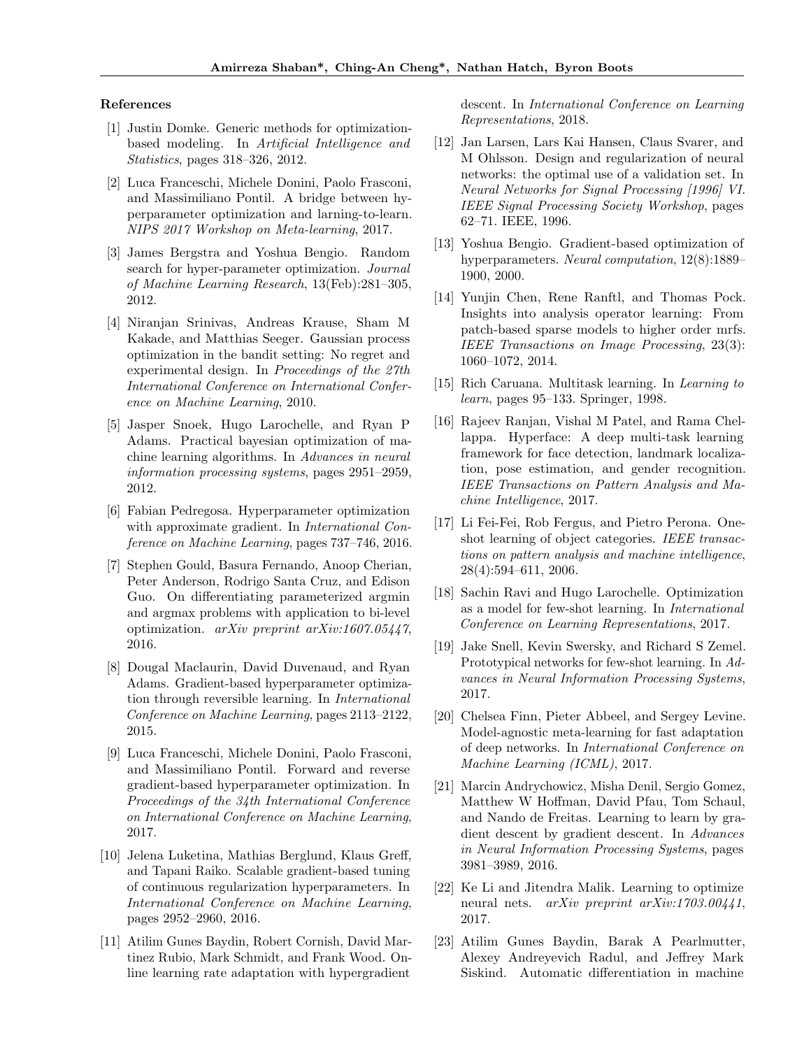### References

[1] Justin Domke. Generic methods for optimization-based modeling. In *Artificial Intelligence and Statistics*, pages 318–326, 2012.

[2] Luca Franceschi, Michele Donini, Paolo Frasconi, and Massimiliano Pontil. A bridge between hyperparameter optimization and larning-to-learn. *NIPS 2017 Workshop on Meta-learning*, 2017.

[3] James Bergstra and Yoshua Bengio. Random search for hyper-parameter optimization. *Journal of Machine Learning Research*, 13(Feb):281–305, 2012.

[4] Niranjan Srinivas, Andreas Krause, Sham M Kakade, and Matthias Seeger. Gaussian process optimization in the bandit setting: No regret and experimental design. In *Proceedings of the 27th International Conference on International Conference on Machine Learning*, 2010.

[5] Jasper Snoek, Hugo Larochelle, and Ryan P Adams. Practical bayesian optimization of machine learning algorithms. In *Advances in neural information processing systems*, pages 2951–2959, 2012.

[6] Fabian Pedregosa. Hyperparameter optimization with approximate gradient. In *International Conference on Machine Learning*, pages 737–746, 2016.

[7] Stephen Gould, Basura Fernando, Anoop Cherian, Peter Anderson, Rodrigo Santa Cruz, and Edison Guo. On differentiating parameterized argmin and argmax problems with application to bi-level optimization. *arXiv preprint arXiv:1607.05447*, 2016.

[8] Dougal Maclaurin, David Duvenaud, and Ryan Adams. Gradient-based hyperparameter optimization through reversible learning. In *International Conference on Machine Learning*, pages 2113–2122, 2015.

[9] Luca Franceschi, Michele Donini, Paolo Frasconi, and Massimiliano Pontil. Forward and reverse gradient-based hyperparameter optimization. In *Proceedings of the 34th International Conference on International Conference on Machine Learning*, 2017.

[10] Jelena Luketina, Mathias Berglund, Klaus Greff, and Tapani Raiko. Scalable gradient-based tuning of continuous regularization hyperparameters. In *International Conference on Machine Learning*, pages 2952–2960, 2016.

[11] Atilim Gunes Baydin, Robert Cornish, David Martinez Rubio, Mark Schmidt, and Frank Wood. Online learning rate adaptation with hypergradient descent. In *International Conference on Learning Representations*, 2018.

[12] Jan Larsen, Lars Kai Hansen, Claus Svarer, and M Ohlsson. Design and regularization of neural networks: the optimal use of a validation set. In *Neural Networks for Signal Processing [1996] VI. IEEE Signal Processing Society Workshop*, pages 62–71. IEEE, 1996.

[13] Yoshua Bengio. Gradient-based optimization of hyperparameters. *Neural computation*, 12(8):1889–1900, 2000.

[14] Yunjin Chen, Rene Ranftl, and Thomas Pock. Insights into analysis operator learning: From patch-based sparse models to higher order mrfs. *IEEE Transactions on Image Processing*, 23(3): 1060–1072, 2014.

[15] Rich Caruana. Multitask learning. In *Learning to learn*, pages 95–133. Springer, 1998.

[16] Rajeev Ranjan, Vishal M Patel, and Rama Chellappa. Hyperface: A deep multi-task learning framework for face detection, landmark localization, pose estimation, and gender recognition. *IEEE Transactions on Pattern Analysis and Machine Intelligence*, 2017.

[17] Li Fei-Fei, Rob Fergus, and Pietro Perona. One-shot learning of object categories. *IEEE transactions on pattern analysis and machine intelligence*, 28(4):594–611, 2006.

[18] Sachin Ravi and Hugo Larochelle. Optimization as a model for few-shot learning. In *International Conference on Learning Representations*, 2017.

[19] Jake Snell, Kevin Swersky, and Richard S Zemel. Prototypical networks for few-shot learning. In *Advances in Neural Information Processing Systems*, 2017.

[20] Chelsea Finn, Pieter Abbeel, and Sergey Levine. Model-agnostic meta-learning for fast adaptation of deep networks. In *International Conference on Machine Learning (ICML)*, 2017.

[21] Marcin Andrychowicz, Misha Denil, Sergio Gomez, Matthew W Hoffman, David Pfau, Tom Schaul, and Nando de Freitas. Learning to learn by gradient descent by gradient descent. In *Advances in Neural Information Processing Systems*, pages 3981–3989, 2016.

[22] Ke Li and Jitendra Malik. Learning to optimize neural nets. *arXiv preprint arXiv:1703.00441*, 2017.

[23] Atilim Gunes Baydin, Barak A Pearlmutter, Alexey Andreyevich Radul, and Jeffrey Mark Siskind. Automatic differentiation in machine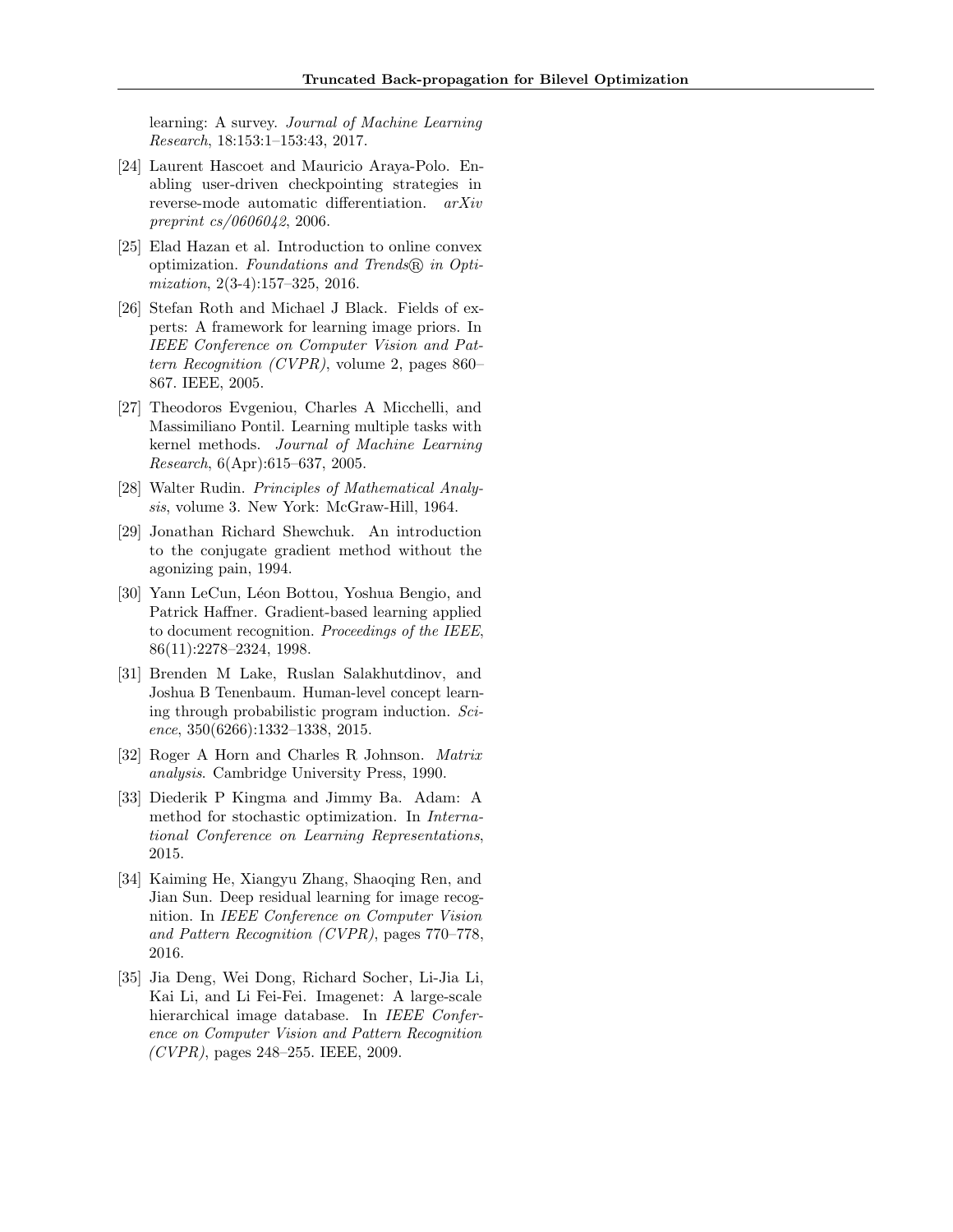learning: A survey. *Journal of Machine Learning Research*, 18:153:1–153:43, 2017.

[24] Laurent Hascoet and Mauricio Araya-Polo. Enabling user-driven checkpointing strategies in reverse-mode automatic differentiation. *arXiv preprint cs/0606042*, 2006.

[25] Elad Hazan et al. Introduction to online convex optimization. *Foundations and Trends® in Optimization*, 2(3-4):157–325, 2016.

[26] Stefan Roth and Michael J Black. Fields of experts: A framework for learning image priors. In *IEEE Conference on Computer Vision and Pattern Recognition (CVPR)*, volume 2, pages 860–867. IEEE, 2005.

[27] Theodoros Evgeniou, Charles A Micchelli, and Massimiliano Pontil. Learning multiple tasks with kernel methods. *Journal of Machine Learning Research*, 6(Apr):615–637, 2005.

[28] Walter Rudin. *Principles of Mathematical Analysis*, volume 3. New York: McGraw-Hill, 1964.

[29] Jonathan Richard Shewchuk. An introduction to the conjugate gradient method without the agonizing pain, 1994.

[30] Yann LeCun, Léon Bottou, Yoshua Bengio, and Patrick Haffner. Gradient-based learning applied to document recognition. *Proceedings of the IEEE*, 86(11):2278–2324, 1998.

[31] Brenden M Lake, Ruslan Salakhutdinov, and Joshua B Tenenbaum. Human-level concept learning through probabilistic program induction. *Science*, 350(6266):1332–1338, 2015.

[32] Roger A Horn and Charles R Johnson. *Matrix analysis*. Cambridge University Press, 1990.

[33] Diederik P Kingma and Jimmy Ba. Adam: A method for stochastic optimization. In *International Conference on Learning Representations*, 2015.

[34] Kaiming He, Xiangyu Zhang, Shaoqing Ren, and Jian Sun. Deep residual learning for image recognition. In *IEEE Conference on Computer Vision and Pattern Recognition (CVPR)*, pages 770–778, 2016.

[35] Jia Deng, Wei Dong, Richard Socher, Li-Jia Li, Kai Li, and Li Fei-Fei. Imagenet: A large-scale hierarchical image database. In *IEEE Conference on Computer Vision and Pattern Recognition (CVPR)*, pages 248–255. IEEE, 2009.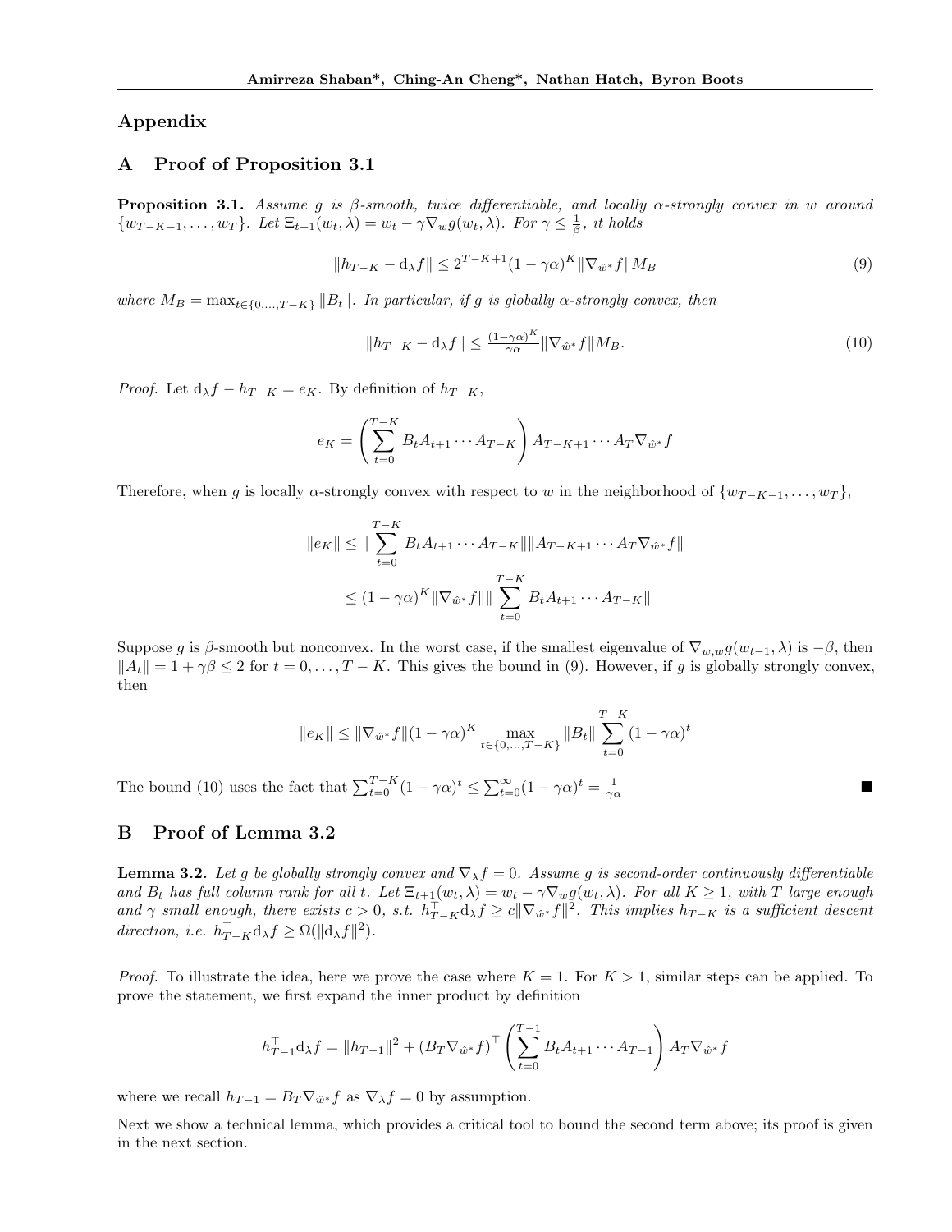# Appendix

## A Proof of Proposition 3.1

**Proposition 3.1.** *Assume $g$ is $\beta$-smooth, twice differentiable, and locally $\alpha$-strongly convex in $w$ around $\{w_{T-K-1}, \dots, w_T\}$. Let $\Xi_{t+1}(w_t, \lambda) = w_t - \gamma \nabla_w g(w_t, \lambda)$. For $\gamma \leq \frac{1}{\beta}$, it holds*

$$\|h_{T-K} - \mathrm{d}_\lambda f\| \leq 2^{T-K+1}(1-\gamma\alpha)^K \|\nabla_{\hat{w}^*} f\| M_B \tag{9}$$

*where $M_B = \max_{t \in \{0,\dots,T-K\}} \|B_t\|$. In particular, if $g$ is globally $\alpha$-strongly convex, then*

$$\|h_{T-K} - \mathrm{d}_\lambda f\| \leq \tfrac{(1-\gamma\alpha)^K}{\gamma\alpha} \|\nabla_{\hat{w}^*} f\| M_B. \tag{10}$$

*Proof.* Let $\mathrm{d}_\lambda f - h_{T-K} = e_K$. By definition of $h_{T-K}$,

$$e_K = \left( \sum_{t=0}^{T-K} B_t A_{t+1} \cdots A_{T-K} \right) A_{T-K+1} \cdots A_T \nabla_{\hat{w}^*} f$$

Therefore, when $g$ is locally $\alpha$-strongly convex with respect to $w$ in the neighborhood of $\{w_{T-K-1}, \dots, w_T\}$,

$$\begin{aligned}
\|e_K\| &\leq \| \sum_{t=0}^{T-K} B_t A_{t+1} \cdots A_{T-K} \| \|A_{T-K+1} \cdots A_T \nabla_{\hat{w}^*} f\| \\
&\leq (1-\gamma\alpha)^K \|\nabla_{\hat{w}^*} f\| \| \sum_{t=0}^{T-K} B_t A_{t+1} \cdots A_{T-K} \|
\end{aligned}$$

Suppose $g$ is $\beta$-smooth but nonconvex. In the worst case, if the smallest eigenvalue of $\nabla_{w,w} g(w_{t-1}, \lambda)$ is $-\beta$, then $\|A_t\| = 1 + \gamma\beta \leq 2$ for $t = 0, \dots, T-K$. This gives the bound in (9). However, if $g$ is globally strongly convex, then

$$\|e_K\| \leq \|\nabla_{\hat{w}^*} f\| (1-\gamma\alpha)^K \max_{t \in \{0,\dots,T-K\}} \|B_t\| \sum_{t=0}^{T-K} (1-\gamma\alpha)^t$$

The bound (10) uses the fact that $\sum_{t=0}^{T-K} (1-\gamma\alpha)^t \leq \sum_{t=0}^{\infty} (1-\gamma\alpha)^t = \frac{1}{\gamma\alpha}$ ∎

## B Proof of Lemma 3.2

**Lemma 3.2.** *Let $g$ be globally strongly convex and $\nabla_\lambda f = 0$. Assume $g$ is second-order continuously differentiable and $B_t$ has full column rank for all $t$. Let $\Xi_{t+1}(w_t, \lambda) = w_t - \gamma \nabla_w g(w_t, \lambda)$. For all $K \geq 1$, with $T$ large enough and $\gamma$ small enough, there exists $c > 0$, s.t. $h_{T-K}^\top \mathrm{d}_\lambda f \geq c \|\nabla_{\hat{w}^*} f\|^2$. This implies $h_{T-K}$ is a sufficient descent direction, i.e. $h_{T-K}^\top \mathrm{d}_\lambda f \geq \Omega(\|\mathrm{d}_\lambda f\|^2)$.*

*Proof.* To illustrate the idea, here we prove the case where $K = 1$. For $K > 1$, similar steps can be applied. To prove the statement, we first expand the inner product by definition

$$h_{T-1}^\top \mathrm{d}_\lambda f = \|h_{T-1}\|^2 + (B_T \nabla_{\hat{w}^*} f)^\top \left( \sum_{t=0}^{T-1} B_t A_{t+1} \cdots A_{T-1} \right) A_T \nabla_{\hat{w}^*} f$$

where we recall $h_{T-1} = B_T \nabla_{\hat{w}^*} f$ as $\nabla_\lambda f = 0$ by assumption.

Next we show a technical lemma, which provides a critical tool to bound the second term above; its proof is given in the next section.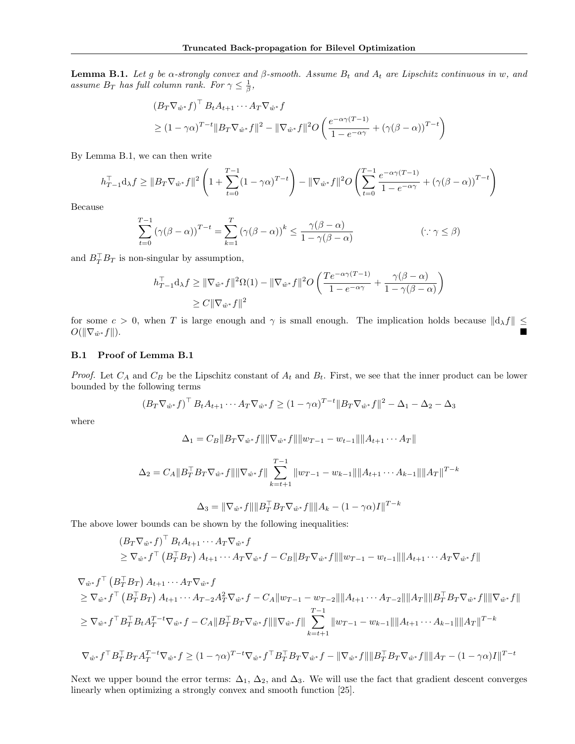**Lemma B.1.** *Let $g$ be $\alpha$-strongly convex and $\beta$-smooth. Assume $B_t$ and $A_t$ are Lipschitz continuous in $w$, and assume $B_T$ has full column rank. For $\gamma \leq \frac{1}{\beta}$,*

$$
\begin{aligned}
&\left(B_T \nabla_{\hat{w}^*} f\right)^\top B_t A_{t+1} \cdots A_T \nabla_{\hat{w}^*} f \\
&\geq (1-\gamma\alpha)^{T-t} \|B_T \nabla_{\hat{w}^*} f\|^2 - \|\nabla_{\hat{w}^*} f\|^2 O\left(\frac{e^{-\alpha\gamma(T-1)}}{1-e^{-\alpha\gamma}} + \left(\gamma(\beta-\alpha)\right)^{T-t}\right)
\end{aligned}
$$

By Lemma B.1, we can then write

$$
h_{T-1}^\top \mathrm{d}_\lambda f \geq \|B_T \nabla_{\hat{w}^*} f\|^2 \left(1 + \sum_{t=0}^{T-1} (1-\gamma\alpha)^{T-t}\right) - \|\nabla_{\hat{w}^*} f\|^2 O\left(\sum_{t=0}^{T-1} \frac{e^{-\alpha\gamma(T-1)}}{1-e^{-\alpha\gamma}} + \left(\gamma(\beta-\alpha)\right)^{T-t}\right)
$$

Because

$$
\sum_{t=0}^{T-1} \left(\gamma(\beta-\alpha)\right)^{T-t} = \sum_{k=1}^{T} \left(\gamma(\beta-\alpha)\right)^k \leq \frac{\gamma(\beta-\alpha)}{1-\gamma(\beta-\alpha)} \qquad (\because \gamma \leq \beta)
$$

and $B_T^\top B_T$ is non-singular by assumption,

$$
\begin{aligned}
h_{T-1}^\top \mathrm{d}_\lambda f &\geq \|\nabla_{\hat{w}^*} f\|^2 \Omega(1) - \|\nabla_{\hat{w}^*} f\|^2 O\left(\frac{T e^{-\alpha\gamma(T-1)}}{1-e^{-\alpha\gamma}} + \frac{\gamma(\beta-\alpha)}{1-\gamma(\beta-\alpha)}\right) \\
&\geq C \|\nabla_{\hat{w}^*} f\|^2
\end{aligned}
$$

for some $c > 0$, when $T$ is large enough and $\gamma$ is small enough. The implication holds because $\|\mathrm{d}_\lambda f\| \leq O(\|\nabla_{\hat{w}^*} f\|)$. ∎

### B.1 Proof of Lemma B.1

*Proof.* Let $C_A$ and $C_B$ be the Lipschitz constant of $A_t$ and $B_t$. First, we see that the inner product can be lower bounded by the following terms

$$
\left(B_T \nabla_{\hat{w}^*} f\right)^\top B_t A_{t+1} \cdots A_T \nabla_{\hat{w}^*} f \geq (1-\gamma\alpha)^{T-t} \|B_T \nabla_{\hat{w}^*} f\|^2 - \Delta_1 - \Delta_2 - \Delta_3
$$

where

$$
\Delta_1 = C_B \|B_T \nabla_{\hat{w}^*} f\| \|\nabla_{\hat{w}^*} f\| \|w_{T-1} - w_{t-1}\| \|A_{t+1} \cdots A_T\|
$$

$$
\Delta_2 = C_A \|B_T^\top B_T \nabla_{\hat{w}^*} f\| \|\nabla_{\hat{w}^*} f\| \sum_{k=t+1}^{T-1} \|w_{T-1} - w_{k-1}\| \|A_{t+1} \cdots A_{k-1}\| \|A_T\|^{T-k}
$$

$$
\Delta_3 = \|\nabla_{\hat{w}^*} f\| \|B_T^\top B_T \nabla_{\hat{w}^*} f\| \|A_k - (1-\gamma\alpha) I\|^{T-k}
$$

The above lower bounds can be shown by the following inequalities:

$$
\begin{aligned}
&\left(B_T \nabla_{\hat{w}^*} f\right)^\top B_t A_{t+1} \cdots A_T \nabla_{\hat{w}^*} f \\
&\geq \nabla_{\hat{w}^*} f^\top \left(B_T^\top B_T\right) A_{t+1} \cdots A_T \nabla_{\hat{w}^*} f - C_B \|B_T \nabla_{\hat{w}^*} f\| \|w_{T-1} - w_{t-1}\| \|A_{t+1} \cdots A_T \nabla_{\hat{w}^*} f\|
\end{aligned}
$$

$$
\begin{aligned}
&\nabla_{\hat{w}^*} f^\top \left(B_T^\top B_T\right) A_{t+1} \cdots A_T \nabla_{\hat{w}^*} f \\
&\geq \nabla_{\hat{w}^*} f^\top \left(B_T^\top B_T\right) A_{t+1} \cdots A_{T-2} A_T^2 \nabla_{\hat{w}^*} f - C_A \|w_{T-1} - w_{T-2}\| \|A_{t+1} \cdots A_{T-2}\| \|A_T\| \|B_T^\top B_T \nabla_{\hat{w}^*} f\| \|\nabla_{\hat{w}^*} f\| \\
&\geq \nabla_{\hat{w}^*} f^\top B_T^\top B_t A_T^{T-t} \nabla_{\hat{w}^*} f - C_A \|B_T^\top B_T \nabla_{\hat{w}^*} f\| \|\nabla_{\hat{w}^*} f\| \sum_{k=t+1}^{T-1} \|w_{T-1} - w_{k-1}\| \|A_{t+1} \cdots A_{k-1}\| \|A_T\|^{T-k}
\end{aligned}
$$

$$
\nabla_{\hat{w}^*} f^\top B_T^\top B_T A_T^{T-t} \nabla_{\hat{w}^*} f \geq (1-\gamma\alpha)^{T-t} \nabla_{\hat{w}^*} f^\top B_T^\top B_T \nabla_{\hat{w}^*} f - \|\nabla_{\hat{w}^*} f\| \|B_T^\top B_T \nabla_{\hat{w}^*} f\| \|A_T - (1-\gamma\alpha) I\|^{T-t}
$$

Next we upper bound the error terms: $\Delta_1$, $\Delta_2$, and $\Delta_3$. We will use the fact that gradient descent converges linearly when optimizing a strongly convex and smooth function [25].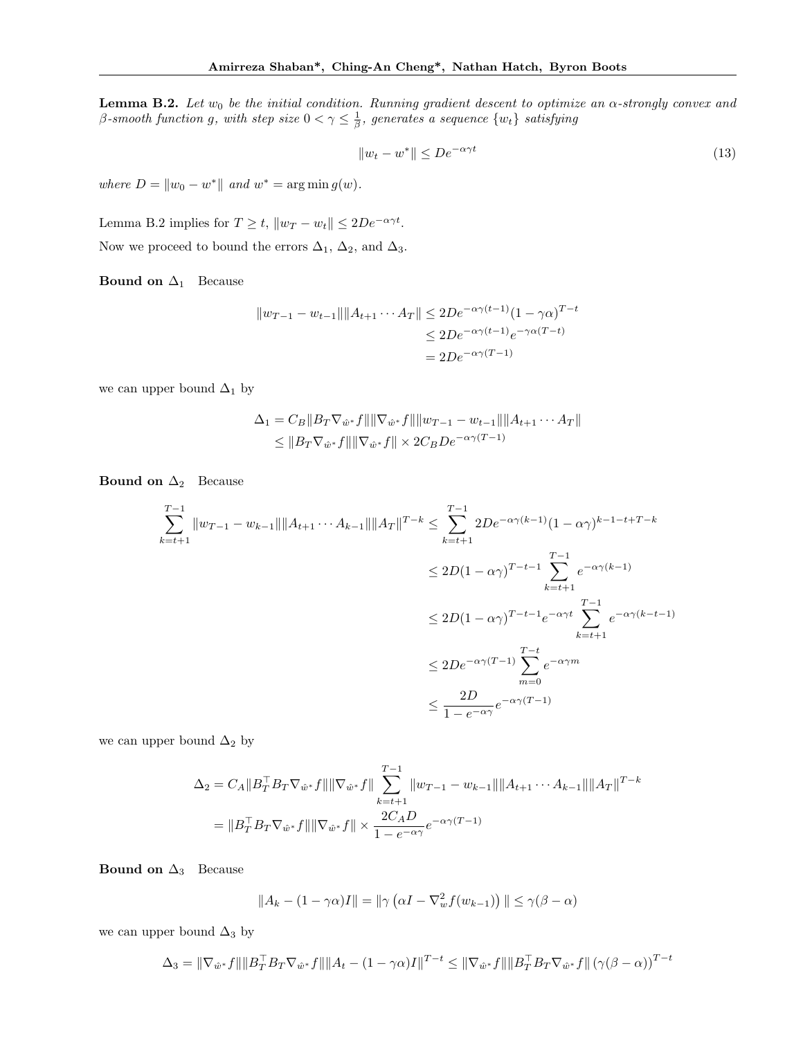**Lemma B.2.** *Let $w_0$ be the initial condition. Running gradient descent to optimize an $\alpha$-strongly convex and $\beta$-smooth function $g$, with step size $0 < \gamma \leq \frac{1}{\beta}$, generates a sequence $\{w_t\}$ satisfying*

$$\|w_t - w^*\| \leq De^{-\alpha\gamma t} \tag{13}$$

*where $D = \|w_0 - w^*\|$ and $w^* = \arg\min g(w)$.*

Lemma B.2 implies for $T \geq t$, $\|w_T - w_t\| \leq 2De^{-\alpha\gamma t}$.

Now we proceed to bound the errors $\Delta_1$, $\Delta_2$, and $\Delta_3$.

**Bound on $\Delta_1$** Because

$$\begin{aligned}
\|w_{T-1} - w_{t-1}\|\|A_{t+1}\cdots A_T\| &\leq 2De^{-\alpha\gamma(t-1)}(1-\gamma\alpha)^{T-t} \\
&\leq 2De^{-\alpha\gamma(t-1)}e^{-\gamma\alpha(T-t)} \\
&= 2De^{-\alpha\gamma(T-1)}
\end{aligned}$$

we can upper bound $\Delta_1$ by

$$\begin{aligned}
\Delta_1 &= C_B\|B_T\nabla_{\hat{w}^*}f\|\|\nabla_{\hat{w}^*}f\|\|w_{T-1} - w_{t-1}\|\|A_{t+1}\cdots A_T\| \\
&\leq \|B_T\nabla_{\hat{w}^*}f\|\|\nabla_{\hat{w}^*}f\| \times 2C_B De^{-\alpha\gamma(T-1)}
\end{aligned}$$

**Bound on $\Delta_2$** Because

$$\begin{aligned}
\sum_{k=t+1}^{T-1}\|w_{T-1} - w_{k-1}\|\|A_{t+1}\cdots A_{k-1}\|\|A_T\|^{T-k} &\leq \sum_{k=t+1}^{T-1} 2De^{-\alpha\gamma(k-1)}(1-\alpha\gamma)^{k-1-t+T-k} \\
&\leq 2D(1-\alpha\gamma)^{T-t-1}\sum_{k=t+1}^{T-1}e^{-\alpha\gamma(k-1)} \\
&\leq 2D(1-\alpha\gamma)^{T-t-1}e^{-\alpha\gamma t}\sum_{k=t+1}^{T-1}e^{-\alpha\gamma(k-t-1)} \\
&\leq 2De^{-\alpha\gamma(T-1)}\sum_{m=0}^{T-t}e^{-\alpha\gamma m} \\
&\leq \frac{2D}{1-e^{-\alpha\gamma}}e^{-\alpha\gamma(T-1)}
\end{aligned}$$

we can upper bound $\Delta_2$ by

$$\begin{aligned}
\Delta_2 &= C_A\|B_T^\top B_T\nabla_{\hat{w}^*}f\|\|\nabla_{\hat{w}^*}f\|\sum_{k=t+1}^{T-1}\|w_{T-1} - w_{k-1}\|\|A_{t+1}\cdots A_{k-1}\|\|A_T\|^{T-k} \\
&= \|B_T^\top B_T\nabla_{\hat{w}^*}f\|\|\nabla_{\hat{w}^*}f\| \times \frac{2C_A D}{1-e^{-\alpha\gamma}}e^{-\alpha\gamma(T-1)}
\end{aligned}$$

**Bound on $\Delta_3$** Because

$$\|A_k - (1-\gamma\alpha)I\| = \|\gamma\left(\alpha I - \nabla_w^2 f(w_{k-1})\right)\| \leq \gamma(\beta - \alpha)$$

we can upper bound $\Delta_3$ by

$$\Delta_3 = \|\nabla_{\hat{w}^*}f\|\|B_T^\top B_T\nabla_{\hat{w}^*}f\|\|A_t - (1-\gamma\alpha)I\|^{T-t} \leq \|\nabla_{\hat{w}^*}f\|\|B_T^\top B_T\nabla_{\hat{w}^*}f\|\left(\gamma(\beta-\alpha)\right)^{T-t}$$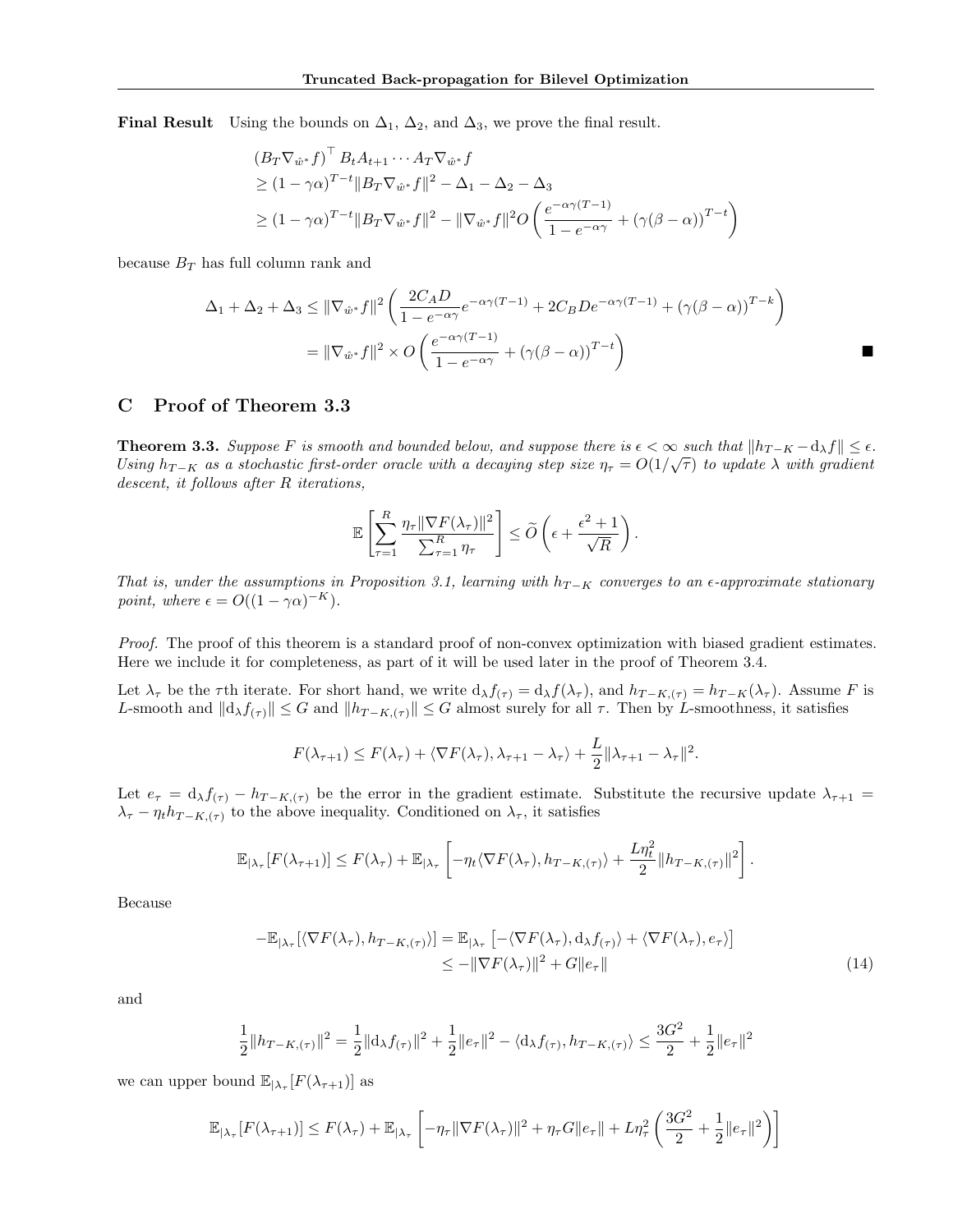**Final Result** Using the bounds on $\Delta_1$, $\Delta_2$, and $\Delta_3$, we prove the final result.

$$
\begin{aligned}
&\left(B_T \nabla_{\hat{w}^*} f\right)^\top B_t A_{t+1} \cdots A_T \nabla_{\hat{w}^*} f \\
&\geq (1-\gamma\alpha)^{T-t} \|B_T \nabla_{\hat{w}^*} f\|^2 - \Delta_1 - \Delta_2 - \Delta_3 \\
&\geq (1-\gamma\alpha)^{T-t} \|B_T \nabla_{\hat{w}^*} f\|^2 - \|\nabla_{\hat{w}^*} f\|^2 O\left(\frac{e^{-\alpha\gamma(T-1)}}{1-e^{-\alpha\gamma}} + (\gamma(\beta-\alpha))^{T-t}\right)
\end{aligned}
$$

because $B_T$ has full column rank and

$$
\begin{aligned}
\Delta_1 + \Delta_2 + \Delta_3 &\leq \|\nabla_{\hat{w}^*} f\|^2 \left(\frac{2C_A D}{1-e^{-\alpha\gamma}} e^{-\alpha\gamma(T-1)} + 2C_B D e^{-\alpha\gamma(T-1)} + (\gamma(\beta-\alpha))^{T-k}\right) \\
&= \|\nabla_{\hat{w}^*} f\|^2 \times O\left(\frac{e^{-\alpha\gamma(T-1)}}{1-e^{-\alpha\gamma}} + (\gamma(\beta-\alpha))^{T-t}\right)
\end{aligned}
$$

■

# C Proof of Theorem 3.3

**Theorem 3.3.** *Suppose $F$ is smooth and bounded below, and suppose there is $\epsilon < \infty$ such that $\|h_{T-K} - \mathrm{d}_\lambda f\| \leq \epsilon$. Using $h_{T-K}$ as a stochastic first-order oracle with a decaying step size $\eta_\tau = O(1/\sqrt{\tau})$ to update $\lambda$ with gradient descent, it follows after $R$ iterations,*

$$
\mathbb{E}\left[\sum_{\tau=1}^{R} \frac{\eta_\tau \|\nabla F(\lambda_\tau)\|^2}{\sum_{\tau=1}^{R} \eta_\tau}\right] \leq \widetilde{O}\left(\epsilon + \frac{\epsilon^2 + 1}{\sqrt{R}}\right).
$$

*That is, under the assumptions in Proposition 3.1, learning with $h_{T-K}$ converges to an $\epsilon$-approximate stationary point, where $\epsilon = O((1-\gamma\alpha)^{-K})$.*

*Proof.* The proof of this theorem is a standard proof of non-convex optimization with biased gradient estimates. Here we include it for completeness, as part of it will be used later in the proof of Theorem 3.4.

Let $\lambda_\tau$ be the $\tau$th iterate. For short hand, we write $\mathrm{d}_\lambda f_{(\tau)} = \mathrm{d}_\lambda f(\lambda_\tau)$, and $h_{T-K,(\tau)} = h_{T-K}(\lambda_\tau)$. Assume $F$ is $L$-smooth and $\|\mathrm{d}_\lambda f_{(\tau)}\| \leq G$ and $\|h_{T-K,(\tau)}\| \leq G$ almost surely for all $\tau$. Then by $L$-smoothness, it satisfies

$$
F(\lambda_{\tau+1}) \leq F(\lambda_\tau) + \langle \nabla F(\lambda_\tau), \lambda_{\tau+1} - \lambda_\tau \rangle + \frac{L}{2}\|\lambda_{\tau+1} - \lambda_\tau\|^2.
$$

Let $e_\tau = \mathrm{d}_\lambda f_{(\tau)} - h_{T-K,(\tau)}$ be the error in the gradient estimate. Substitute the recursive update $\lambda_{\tau+1} = \lambda_\tau - \eta_t h_{T-K,(\tau)}$ to the above inequality. Conditioned on $\lambda_\tau$, it satisfies

$$
\mathbb{E}_{|\lambda_\tau}[F(\lambda_{\tau+1})] \leq F(\lambda_\tau) + \mathbb{E}_{|\lambda_\tau}\left[-\eta_t \langle \nabla F(\lambda_\tau), h_{T-K,(\tau)} \rangle + \frac{L\eta_t^2}{2}\|h_{T-K,(\tau)}\|^2\right].
$$

Because

$$
\begin{aligned}
-\mathbb{E}_{|\lambda_\tau}[\langle \nabla F(\lambda_\tau), h_{T-K,(\tau)} \rangle] &= \mathbb{E}_{|\lambda_\tau}\left[-\langle \nabla F(\lambda_\tau), \mathrm{d}_\lambda f_{(\tau)} \rangle + \langle \nabla F(\lambda_\tau), e_\tau \rangle\right] \\
&\leq -\|\nabla F(\lambda_\tau)\|^2 + G\|e_\tau\|
\end{aligned} \tag{14}
$$

and

$$
\frac{1}{2}\|h_{T-K,(\tau)}\|^2 = \frac{1}{2}\|\mathrm{d}_\lambda f_{(\tau)}\|^2 + \frac{1}{2}\|e_\tau\|^2 - \langle \mathrm{d}_\lambda f_{(\tau)}, h_{T-K,(\tau)} \rangle \leq \frac{3G^2}{2} + \frac{1}{2}\|e_\tau\|^2
$$

we can upper bound $\mathbb{E}_{|\lambda_\tau}[F(\lambda_{\tau+1})]$ as

$$
\mathbb{E}_{|\lambda_\tau}[F(\lambda_{\tau+1})] \leq F(\lambda_\tau) + \mathbb{E}_{|\lambda_\tau}\left[-\eta_\tau \|\nabla F(\lambda_\tau)\|^2 + \eta_\tau G\|e_\tau\| + L\eta_\tau^2\left(\frac{3G^2}{2} + \frac{1}{2}\|e_\tau\|^2\right)\right]
$$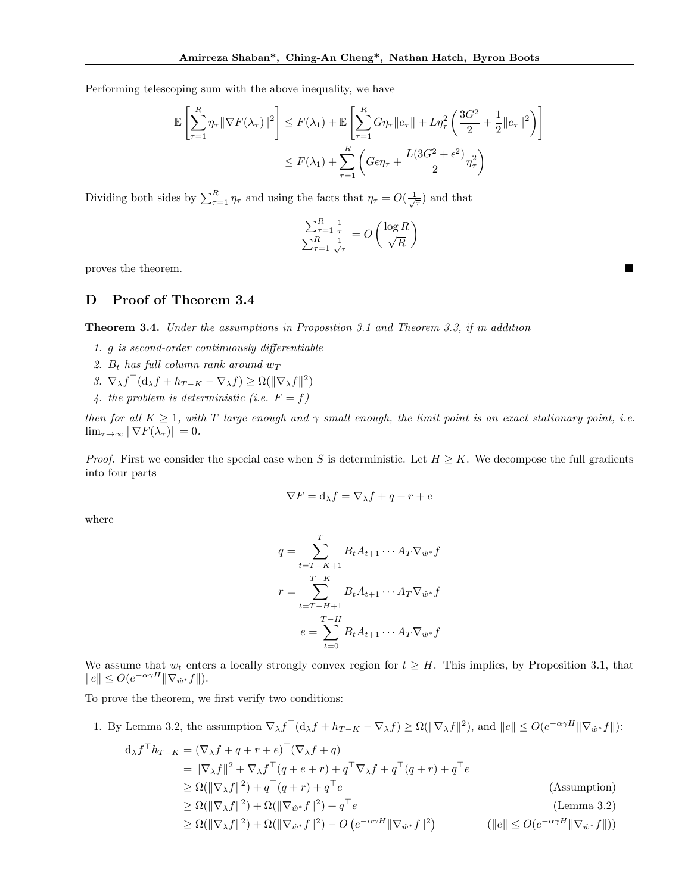Performing telescoping sum with the above inequality, we have

$$
\begin{aligned}
\mathbb{E}\left[\sum_{\tau=1}^{R} \eta_\tau \|\nabla F(\lambda_\tau)\|^2\right] &\leq F(\lambda_1) + \mathbb{E}\left[\sum_{\tau=1}^{R} G\eta_\tau\|e_\tau\| + L\eta_\tau^2\left(\frac{3G^2}{2} + \frac{1}{2}\|e_\tau\|^2\right)\right] \\
&\leq F(\lambda_1) + \sum_{\tau=1}^{R}\left(G\epsilon\eta_\tau + \frac{L(3G^2+\epsilon^2)}{2}\eta_\tau^2\right)
\end{aligned}
$$

Dividing both sides by $\sum_{\tau=1}^{R}\eta_\tau$ and using the facts that $\eta_\tau = O(\frac{1}{\sqrt{\tau}})$ and that

$$
\frac{\sum_{\tau=1}^{R}\frac{1}{\tau}}{\sum_{\tau=1}^{R}\frac{1}{\sqrt{\tau}}} = O\left(\frac{\log R}{\sqrt{R}}\right)
$$

proves the theorem. ■

# D Proof of Theorem 3.4

**Theorem 3.4.** *Under the assumptions in Proposition 3.1 and Theorem 3.3, if in addition*

1. *$g$ is second-order continuously differentiable*
2. *$B_t$ has full column rank around $w_T$*
3. *$\nabla_\lambda f^\top(\mathrm{d}_\lambda f + h_{T-K} - \nabla_\lambda f) \geq \Omega(\|\nabla_\lambda f\|^2)$*
4. *the problem is deterministic (i.e. $F = f$)*

*then for all $K \geq 1$, with $T$ large enough and $\gamma$ small enough, the limit point is an exact stationary point, i.e. $\lim_{\tau\to\infty}\|\nabla F(\lambda_\tau)\| = 0$.*

*Proof.* First we consider the special case when $S$ is deterministic. Let $H \geq K$. We decompose the full gradients into four parts

$$
\nabla F = \mathrm{d}_\lambda f = \nabla_\lambda f + q + r + e
$$

where

$$
\begin{aligned}
q &= \sum_{t=T-K+1}^{T} B_t A_{t+1}\cdots A_T \nabla_{\hat{w}^*} f \\
r &= \sum_{t=T-H+1}^{T-K} B_t A_{t+1}\cdots A_T \nabla_{\hat{w}^*} f \\
e &= \sum_{t=0}^{T-H} B_t A_{t+1}\cdots A_T \nabla_{\hat{w}^*} f
\end{aligned}
$$

We assume that $w_t$ enters a locally strongly convex region for $t \geq H$. This implies, by Proposition 3.1, that $\|e\| \leq O(e^{-\alpha\gamma H}\|\nabla_{\hat{w}^*} f\|)$.

To prove the theorem, we first verify two conditions:

1. By Lemma 3.2, the assumption $\nabla_\lambda f^\top(\mathrm{d}_\lambda f + h_{T-K} - \nabla_\lambda f) \geq \Omega(\|\nabla_\lambda f\|^2)$, and $\|e\| \leq O(e^{-\alpha\gamma H}\|\nabla_{\hat{w}^*} f\|)$:

$$
\begin{aligned}
\mathrm{d}_\lambda f^\top h_{T-K} &= (\nabla_\lambda f + q + r + e)^\top(\nabla_\lambda f + q) \\
&= \|\nabla_\lambda f\|^2 + \nabla_\lambda f^\top(q + e + r) + q^\top\nabla_\lambda f + q^\top(q + r) + q^\top e \\
&\geq \Omega(\|\nabla_\lambda f\|^2) + q^\top(q + r) + q^\top e && \text{(Assumption)} \\
&\geq \Omega(\|\nabla_\lambda f\|^2) + \Omega(\|\nabla_{\hat{w}^*} f\|^2) + q^\top e && \text{(Lemma 3.2)} \\
&\geq \Omega(\|\nabla_\lambda f\|^2) + \Omega(\|\nabla_{\hat{w}^*} f\|^2) - O\left(e^{-\alpha\gamma H}\|\nabla_{\hat{w}^*} f\|^2\right) && (\|e\| \leq O(e^{-\alpha\gamma H}\|\nabla_{\hat{w}^*} f\|))
\end{aligned}
$$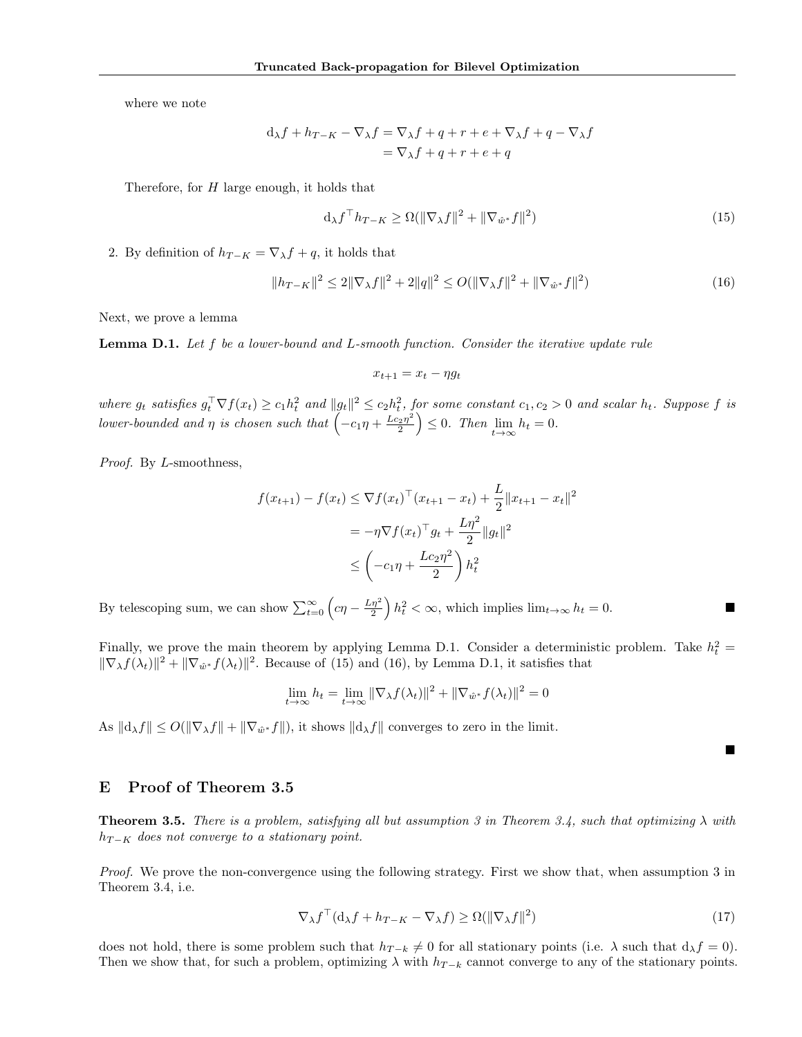where we note

$$
\begin{aligned}
\mathrm{d}_\lambda f + h_{T-K} - \nabla_\lambda f &= \nabla_\lambda f + q + r + e + \nabla_\lambda f + q - \nabla_\lambda f \\
&= \nabla_\lambda f + q + r + e + q
\end{aligned}
$$

Therefore, for $H$ large enough, it holds that

$$
\mathrm{d}_\lambda f^\top h_{T-K} \geq \Omega(\|\nabla_\lambda f\|^2 + \|\nabla_{\hat{w}^*} f\|^2) \tag{15}
$$

2. By definition of $h_{T-K} = \nabla_\lambda f + q$, it holds that

$$
\|h_{T-K}\|^2 \leq 2\|\nabla_\lambda f\|^2 + 2\|q\|^2 \leq O(\|\nabla_\lambda f\|^2 + \|\nabla_{\hat{w}^*} f\|^2) \tag{16}
$$

Next, we prove a lemma

**Lemma D.1.** *Let $f$ be a lower-bound and $L$-smooth function. Consider the iterative update rule*

$$
x_{t+1} = x_t - \eta g_t
$$

*where $g_t$ satisfies $g_t^\top \nabla f(x_t) \geq c_1 h_t^2$ and $\|g_t\|^2 \leq c_2 h_t^2$, for some constant $c_1, c_2 > 0$ and scalar $h_t$. Suppose $f$ is lower-bounded and $\eta$ is chosen such that $\left(-c_1\eta + \frac{Lc_2\eta^2}{2}\right) \leq 0$. Then $\lim_{t\to\infty} h_t = 0$.*

*Proof.* By $L$-smoothness,

$$
\begin{aligned}
f(x_{t+1}) - f(x_t) &\leq \nabla f(x_t)^\top (x_{t+1} - x_t) + \frac{L}{2}\|x_{t+1} - x_t\|^2 \\
&= -\eta \nabla f(x_t)^\top g_t + \frac{L\eta^2}{2}\|g_t\|^2 \\
&\leq \left(-c_1\eta + \frac{Lc_2\eta^2}{2}\right) h_t^2
\end{aligned}
$$

By telescoping sum, we can show $\sum_{t=0}^\infty \left(c\eta - \frac{L\eta^2}{2}\right) h_t^2 < \infty$, which implies $\lim_{t\to\infty} h_t = 0$. ■

Finally, we prove the main theorem by applying Lemma D.1. Consider a deterministic problem. Take $h_t^2 = \|\nabla_\lambda f(\lambda_t)\|^2 + \|\nabla_{\hat{w}^*} f(\lambda_t)\|^2$. Because of (15) and (16), by Lemma D.1, it satisfies that

$$
\lim_{t\to\infty} h_t = \lim_{t\to\infty} \|\nabla_\lambda f(\lambda_t)\|^2 + \|\nabla_{\hat{w}^*} f(\lambda_t)\|^2 = 0
$$

As $\|\mathrm{d}_\lambda f\| \leq O(\|\nabla_\lambda f\| + \|\nabla_{\hat{w}^*} f\|)$, it shows $\|\mathrm{d}_\lambda f\|$ converges to zero in the limit.

■

## E Proof of Theorem 3.5

**Theorem 3.5.** *There is a problem, satisfying all but assumption 3 in Theorem 3.4, such that optimizing $\lambda$ with $h_{T-K}$ does not converge to a stationary point.*

*Proof.* We prove the non-convergence using the following strategy. First we show that, when assumption 3 in Theorem 3.4, i.e.

$$
\nabla_\lambda f^\top (\mathrm{d}_\lambda f + h_{T-K} - \nabla_\lambda f) \geq \Omega(\|\nabla_\lambda f\|^2) \tag{17}
$$

does not hold, there is some problem such that $h_{T-k} \neq 0$ for all stationary points (i.e. $\lambda$ such that $\mathrm{d}_\lambda f = 0$). Then we show that, for such a problem, optimizing $\lambda$ with $h_{T-k}$ cannot converge to any of the stationary points.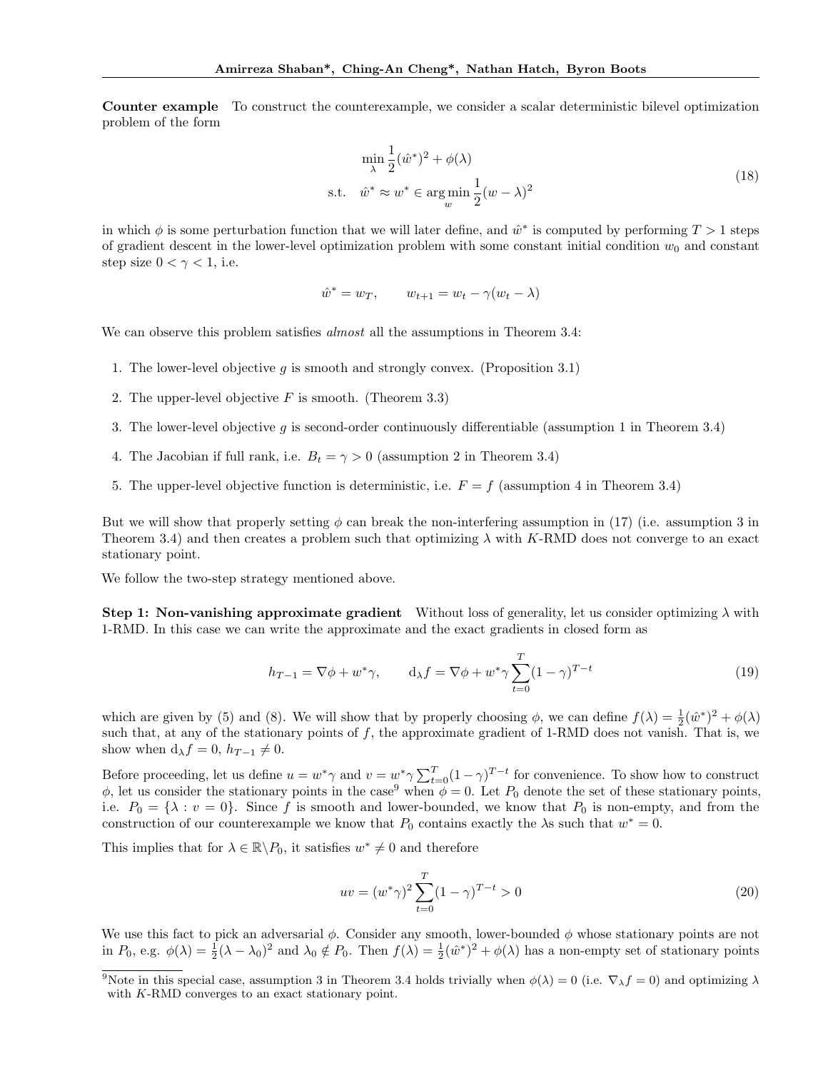**Counter example** To construct the counterexample, we consider a scalar deterministic bilevel optimization problem of the form

$$
\begin{aligned}
&\min_{\lambda} \frac{1}{2}(\hat{w}^*)^2 + \phi(\lambda) \\
&\text{s.t.} \quad \hat{w}^* \approx w^* \in \arg\min_{w} \frac{1}{2}(w-\lambda)^2
\end{aligned}
\tag{18}
$$

in which $\phi$ is some perturbation function that we will later define, and $\hat{w}^*$ is computed by performing $T > 1$ steps of gradient descent in the lower-level optimization problem with some constant initial condition $w_0$ and constant step size $0 < \gamma < 1$, i.e.

$$
\hat{w}^* = w_T, \qquad w_{t+1} = w_t - \gamma(w_t - \lambda)
$$

We can observe this problem satisfies *almost* all the assumptions in Theorem 3.4:

1. The lower-level objective $g$ is smooth and strongly convex. (Proposition 3.1)
2. The upper-level objective $F$ is smooth. (Theorem 3.3)
3. The lower-level objective $g$ is second-order continuously differentiable (assumption 1 in Theorem 3.4)
4. The Jacobian if full rank, i.e. $B_t = \gamma > 0$ (assumption 2 in Theorem 3.4)
5. The upper-level objective function is deterministic, i.e. $F = f$ (assumption 4 in Theorem 3.4)

But we will show that properly setting $\phi$ can break the non-interfering assumption in (17) (i.e. assumption 3 in Theorem 3.4) and then creates a problem such that optimizing $\lambda$ with $K$-RMD does not converge to an exact stationary point.

We follow the two-step strategy mentioned above.

**Step 1: Non-vanishing approximate gradient** Without loss of generality, let us consider optimizing $\lambda$ with 1-RMD. In this case we can write the approximate and the exact gradients in closed form as

$$
h_{T-1} = \nabla\phi + w^*\gamma, \qquad \mathrm{d}_\lambda f = \nabla\phi + w^*\gamma \sum_{t=0}^{T}(1-\gamma)^{T-t}
\tag{19}
$$

which are given by (5) and (8). We will show that by properly choosing $\phi$, we can define $f(\lambda) = \frac{1}{2}(\hat{w}^*)^2 + \phi(\lambda)$ such that, at any of the stationary points of $f$, the approximate gradient of 1-RMD does not vanish. That is, we show when $\mathrm{d}_\lambda f = 0$, $h_{T-1} \neq 0$.

Before proceeding, let us define $u = w^*\gamma$ and $v = w^*\gamma \sum_{t=0}^{T}(1-\gamma)^{T-t}$ for convenience. To show how to construct $\phi$, let us consider the stationary points in the case[9] when $\phi = 0$. Let $P_0$ denote the set of these stationary points, i.e. $P_0 = \{\lambda : v = 0\}$. Since $f$ is smooth and lower-bounded, we know that $P_0$ is non-empty, and from the construction of our counterexample we know that $P_0$ contains exactly the $\lambda$s such that $w^* = 0$.

This implies that for $\lambda \in \mathbb{R} \backslash P_0$, it satisfies $w^* \neq 0$ and therefore

$$
uv = (w^*\gamma)^2 \sum_{t=0}^{T}(1-\gamma)^{T-t} > 0
\tag{20}
$$

We use this fact to pick an adversarial $\phi$. Consider any smooth, lower-bounded $\phi$ whose stationary points are not in $P_0$, e.g. $\phi(\lambda) = \frac{1}{2}(\lambda - \lambda_0)^2$ and $\lambda_0 \notin P_0$. Then $f(\lambda) = \frac{1}{2}(\hat{w}^*)^2 + \phi(\lambda)$ has a non-empty set of stationary points

[9] Note in this special case, assumption 3 in Theorem 3.4 holds trivially when $\phi(\lambda) = 0$ (i.e. $\nabla_\lambda f = 0$) and optimizing $\lambda$ with $K$-RMD converges to an exact stationary point.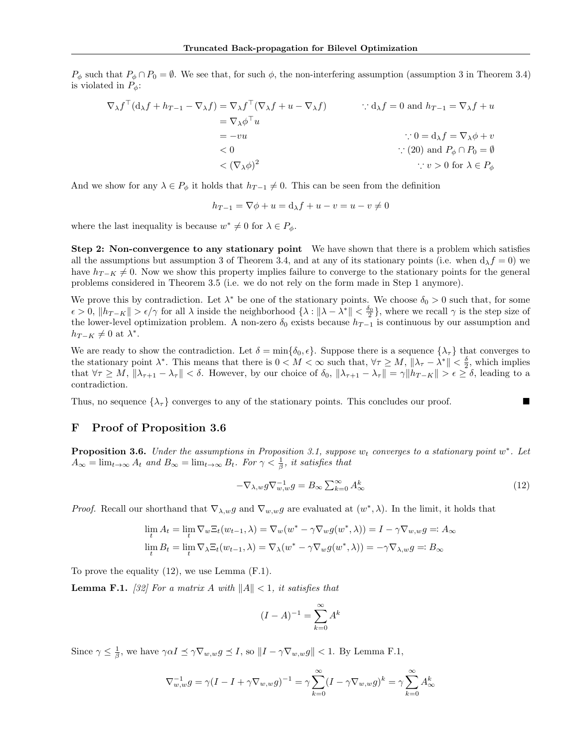$P_\phi$ such that $P_\phi \cap P_0 = \emptyset$. We see that, for such $\phi$, the non-interfering assumption (assumption 3 in Theorem 3.4) is violated in $P_\phi$:

$$
\begin{aligned}
\nabla_\lambda f^\top (\mathrm{d}_\lambda f + h_{T-1} - \nabla_\lambda f) &= \nabla_\lambda f^\top (\nabla_\lambda f + u - \nabla_\lambda f) && \because \mathrm{d}_\lambda f = 0 \text{ and } h_{T-1} = \nabla_\lambda f + u \\
&= \nabla_\lambda \phi^\top u \\
&= -vu && \because 0 = \mathrm{d}_\lambda f = \nabla_\lambda \phi + v \\
&< 0 && \because (20) \text{ and } P_\phi \cap P_0 = \emptyset \\
&< (\nabla_\lambda \phi)^2 && \because v > 0 \text{ for } \lambda \in P_\phi
\end{aligned}
$$

And we show for any $\lambda \in P_\phi$ it holds that $h_{T-1} \neq 0$. This can be seen from the definition

$$
h_{T-1} = \nabla \phi + u = \mathrm{d}_\lambda f + u - v = u - v \neq 0
$$

where the last inequality is because $w^* \neq 0$ for $\lambda \in P_\phi$.

**Step 2: Non-convergence to any stationary point** We have shown that there is a problem which satisfies all the assumptions but assumption 3 of Theorem 3.4, and at any of its stationary points (i.e. when $\mathrm{d}_\lambda f = 0$) we have $h_{T-K} \neq 0$. Now we show this property implies failure to converge to the stationary points for the general problems considered in Theorem 3.5 (i.e. we do not rely on the form made in Step 1 anymore).

We prove this by contradiction. Let $\lambda^*$ be one of the stationary points. We choose $\delta_0 > 0$ such that, for some $\epsilon > 0$, $\|h_{T-K}\| > \epsilon/\gamma$ for all $\lambda$ inside the neighborhood $\{\lambda : \|\lambda - \lambda^*\| < \frac{\delta_0}{2}\}$, where we recall $\gamma$ is the step size of the lower-level optimization problem. A non-zero $\delta_0$ exists because $h_{T-1}$ is continuous by our assumption and $h_{T-K} \neq 0$ at $\lambda^*$.

We are ready to show the contradiction. Let $\delta = \min\{\delta_0, \epsilon\}$. Suppose there is a sequence $\{\lambda_\tau\}$ that converges to the stationary point $\lambda^*$. This means that there is $0 < M < \infty$ such that, $\forall \tau \geq M$, $\|\lambda_\tau - \lambda^*\| < \frac{\delta}{2}$, which implies that $\forall \tau \geq M$, $\|\lambda_{\tau+1} - \lambda_\tau\| < \delta$. However, by our choice of $\delta_0$, $\|\lambda_{\tau+1} - \lambda_\tau\| = \gamma\|h_{T-K}\| > \epsilon \geq \delta$, leading to a contradiction.

Thus, no sequence $\{\lambda_\tau\}$ converges to any of the stationary points. This concludes our proof. ∎

## F Proof of Proposition 3.6

**Proposition 3.6.** *Under the assumptions in Proposition 3.1, suppose $w_t$ converges to a stationary point $w^*$. Let $A_\infty = \lim_{t\to\infty} A_t$ and $B_\infty = \lim_{t\to\infty} B_t$. For $\gamma < \frac{1}{\beta}$, it satisfies that*

$$
-\nabla_{\lambda,w} g \nabla_{w,w}^{-1} g = B_\infty \textstyle\sum_{k=0}^{\infty} A_\infty^k \tag{12}
$$

*Proof.* Recall our shorthand that $\nabla_{\lambda,w} g$ and $\nabla_{w,w} g$ are evaluated at $(w^*, \lambda)$. In the limit, it holds that

$$
\lim_t A_t = \lim_t \nabla_w \Xi_t(w_{t-1}, \lambda) = \nabla_w (w^* - \gamma \nabla_w g(w^*, \lambda)) = I - \gamma \nabla_{w,w} g =: A_\infty
$$

$$
\lim_t B_t = \lim_t \nabla_\lambda \Xi_t(w_{t-1}, \lambda) = \nabla_\lambda (w^* - \gamma \nabla_w g(w^*, \lambda)) = -\gamma \nabla_{\lambda,w} g =: B_\infty
$$

To prove the equality (12), we use Lemma (F.1).

**Lemma F.1.** *[32] For a matrix $A$ with $\|A\| < 1$, it satisfies that*

$$
(I - A)^{-1} = \sum_{k=0}^{\infty} A^k
$$

Since $\gamma \leq \frac{1}{\beta}$, we have $\gamma \alpha I \preceq \gamma \nabla_{w,w} g \preceq I$, so $\|I - \gamma \nabla_{w,w} g\| < 1$. By Lemma F.1,

$$
\nabla_{w,w}^{-1} g = \gamma (I - I + \gamma \nabla_{w,w} g)^{-1} = \gamma \sum_{k=0}^{\infty} (I - \gamma \nabla_{w,w} g)^k = \gamma \sum_{k=0}^{\infty} A_\infty^k
$$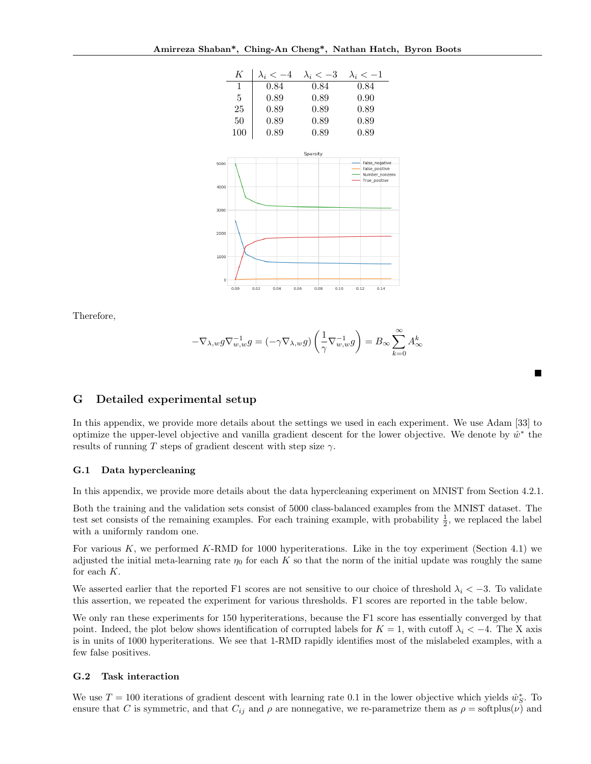| $K$ | $\lambda_i < -4$ | $\lambda_i < -3$ | $\lambda_i < -1$ |
|---|---|---|---|
| 1 | 0.84 | 0.84 | 0.84 |
| 5 | 0.89 | 0.89 | 0.90 |
| 25 | 0.89 | 0.89 | 0.89 |
| 50 | 0.89 | 0.89 | 0.89 |
| 100 | 0.89 | 0.89 | 0.89 |

Therefore,

$$-\nabla_{\lambda,w} g \nabla_{w,w}^{-1} g = (-\gamma \nabla_{\lambda,w} g) \left( \frac{1}{\gamma} \nabla_{w,w}^{-1} g \right) = B_\infty \sum_{k=0}^{\infty} A_\infty^k$$

■

## G Detailed experimental setup

In this appendix, we provide more details about the settings we used in each experiment. We use Adam [33] to optimize the upper-level objective and vanilla gradient descent for the lower objective. We denote by $\hat{w}^*$ the results of running $T$ steps of gradient descent with step size $\gamma$.

### G.1 Data hypercleaning

In this appendix, we provide more details about the data hypercleaning experiment on MNIST from Section 4.2.1.

Both the training and the validation sets consist of 5000 class-balanced examples from the MNIST dataset. The test set consists of the remaining examples. For each training example, with probability $\frac{1}{2}$, we replaced the label with a uniformly random one.

For various $K$, we performed $K$-RMD for 1000 hyperiterations. Like in the toy experiment (Section 4.1) we adjusted the initial meta-learning rate $\eta_0$ for each $K$ so that the norm of the initial update was roughly the same for each $K$.

We asserted earlier that the reported F1 scores are not sensitive to our choice of threshold $\lambda_i < -3$. To validate this assertion, we repeated the experiment for various thresholds. F1 scores are reported in the table below.

We only ran these experiments for 150 hyperiterations, because the F1 score has essentially converged by that point. Indeed, the plot below shows identification of corrupted labels for $K = 1$, with cutoff $\lambda_i < -4$. The X axis is in units of 1000 hyperiterations. We see that 1-RMD rapidly identifies most of the mislabeled examples, with a few false positives.

### G.2 Task interaction

We use $T = 100$ iterations of gradient descent with learning rate 0.1 in the lower objective which yields $\hat{w}_S^*$. To ensure that $C$ is symmetric, and that $C_{ij}$ and $\rho$ are nonnegative, we re-parametrize them as $\rho = \text{softplus}(\nu)$ and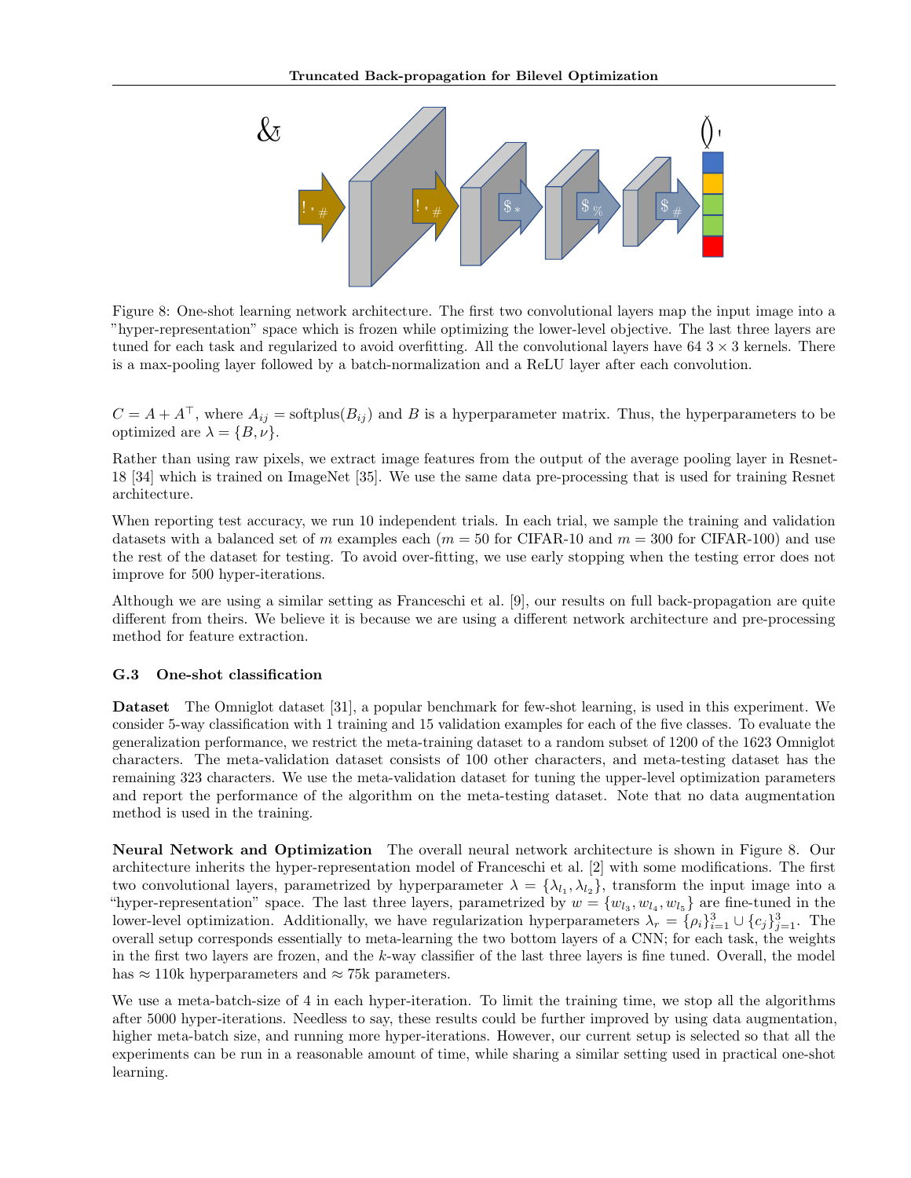Figure 8: One-shot learning network architecture. The first two convolutional layers map the input image into a "hyper-representation" space which is frozen while optimizing the lower-level objective. The last three layers are tuned for each task and regularized to avoid overfitting. All the convolutional layers have 64 $3 \times 3$ kernels. There is a max-pooling layer followed by a batch-normalization and a ReLU layer after each convolution.

$C = A + A^{\top}$, where $A_{ij} = \text{softplus}(B_{ij})$ and $B$ is a hyperparameter matrix. Thus, the hyperparameters to be optimized are $\lambda = \{B, \nu\}$.

Rather than using raw pixels, we extract image features from the output of the average pooling layer in Resnet-18 [34] which is trained on ImageNet [35]. We use the same data pre-processing that is used for training Resnet architecture.

When reporting test accuracy, we run 10 independent trials. In each trial, we sample the training and validation datasets with a balanced set of $m$ examples each ($m = 50$ for CIFAR-10 and $m = 300$ for CIFAR-100) and use the rest of the dataset for testing. To avoid over-fitting, we use early stopping when the testing error does not improve for 500 hyper-iterations.

Although we are using a similar setting as Franceschi et al. [9], our results on full back-propagation are quite different from theirs. We believe it is because we are using a different network architecture and pre-processing method for feature extraction.

### G.3 One-shot classification

**Dataset** The Omniglot dataset [31], a popular benchmark for few-shot learning, is used in this experiment. We consider 5-way classification with 1 training and 15 validation examples for each of the five classes. To evaluate the generalization performance, we restrict the meta-training dataset to a random subset of 1200 of the 1623 Omniglot characters. The meta-validation dataset consists of 100 other characters, and meta-testing dataset has the remaining 323 characters. We use the meta-validation dataset for tuning the upper-level optimization parameters and report the performance of the algorithm on the meta-testing dataset. Note that no data augmentation method is used in the training.

**Neural Network and Optimization** The overall neural network architecture is shown in Figure 8. Our architecture inherits the hyper-representation model of Franceschi et al. [2] with some modifications. The first two convolutional layers, parametrized by hyperparameter $\lambda = \{\lambda_{l_1}, \lambda_{l_2}\}$, transform the input image into a "hyper-representation" space. The last three layers, parametrized by $w = \{w_{l_3}, w_{l_4}, w_{l_5}\}$ are fine-tuned in the lower-level optimization. Additionally, we have regularization hyperparameters $\lambda_r = \{\rho_i\}_{i=1}^{3} \cup \{c_j\}_{j=1}^{3}$. The overall setup corresponds essentially to meta-learning the two bottom layers of a CNN; for each task, the weights in the first two layers are frozen, and the $k$-way classifier of the last three layers is fine tuned. Overall, the model has $\approx 110$k hyperparameters and $\approx 75$k parameters.

We use a meta-batch-size of 4 in each hyper-iteration. To limit the training time, we stop all the algorithms after 5000 hyper-iterations. Needless to say, these results could be further improved by using data augmentation, higher meta-batch size, and running more hyper-iterations. However, our current setup is selected so that all the experiments can be run in a reasonable amount of time, while sharing a similar setting used in practical one-shot learning.